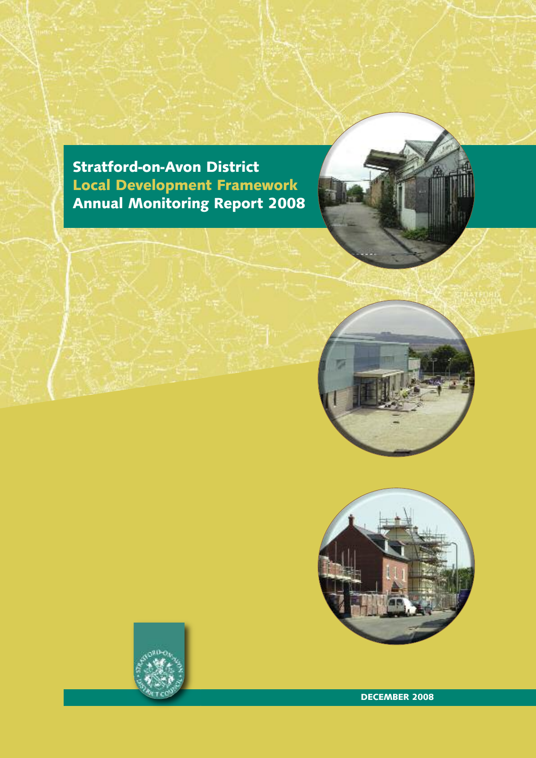# Stratford-on-Avon District
## Local Development Framework
## Annual Monitoring Report 2008

DECEMBER 2008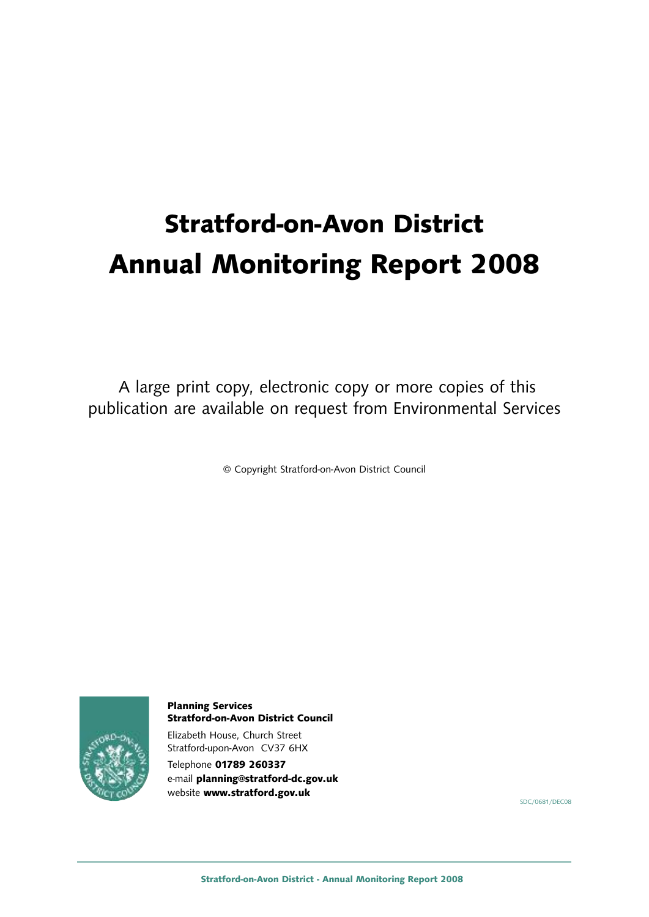# Stratford-on-Avon District Annual Monitoring Report 2008

A large print copy, electronic copy or more copies of this publication are available on request from Environmental Services

© Copyright Stratford-on-Avon District Council

**Planning Services**
**Stratford-on-Avon District Council**

Elizabeth House, Church Street
Stratford-upon-Avon CV37 6HX

Telephone **01789 260337**
e-mail **planning@stratford-dc.gov.uk**
website **www.stratford.gov.uk**

SDC/0681/DEC08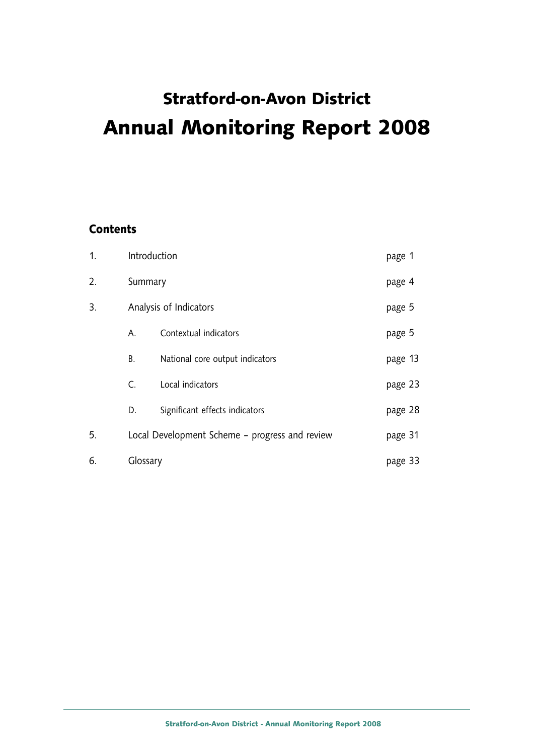# Stratford-on-Avon District
# Annual Monitoring Report 2008

## Contents

| | | | |
|---|---|---|---|
| 1. | Introduction | | page 1 |
| 2. | Summary | | page 4 |
| 3. | Analysis of Indicators | | page 5 |
| | A. | Contextual indicators | page 5 |
| | B. | National core output indicators | page 13 |
| | C. | Local indicators | page 23 |
| | D. | Significant effects indicators | page 28 |
| 5. | Local Development Scheme – progress and review | | page 31 |
| 6. | Glossary | | page 33 |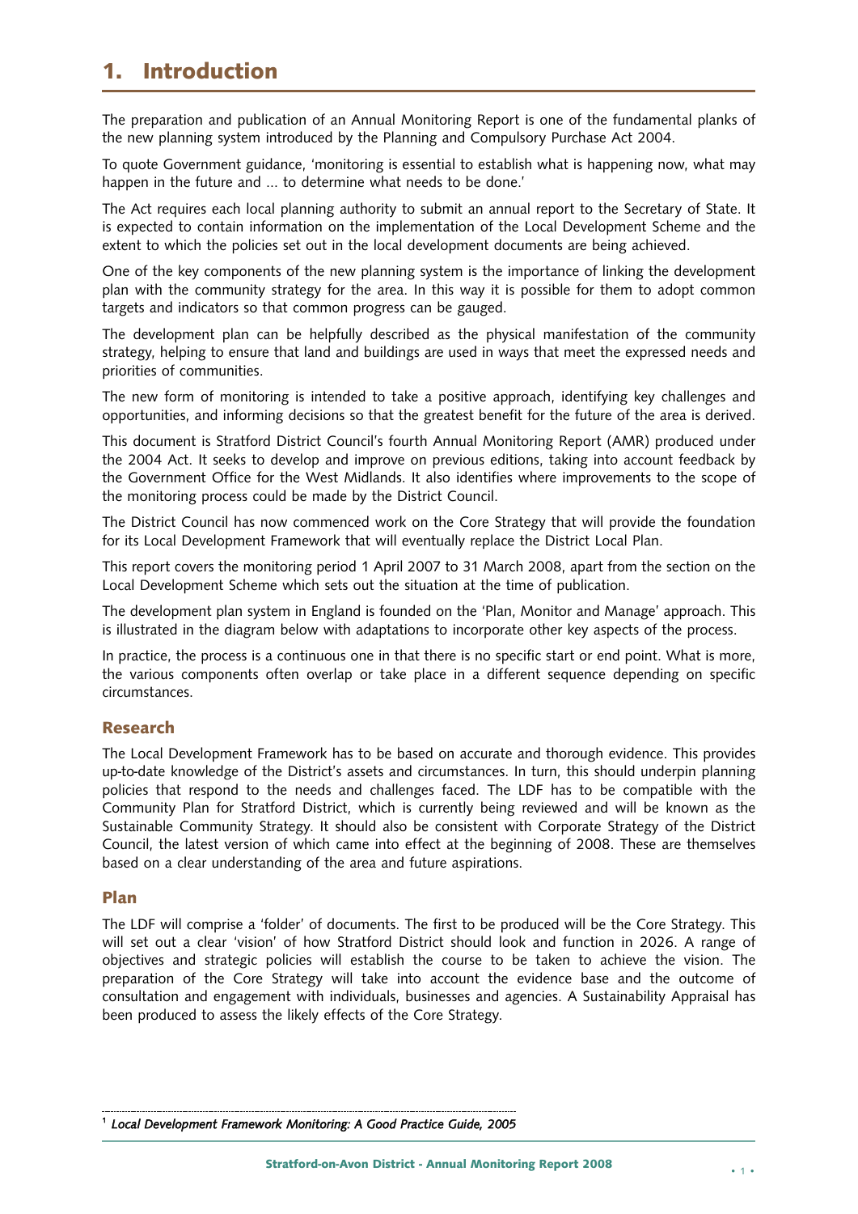# 1. Introduction

The preparation and publication of an Annual Monitoring Report is one of the fundamental planks of the new planning system introduced by the Planning and Compulsory Purchase Act 2004.

To quote Government guidance, 'monitoring is essential to establish what is happening now, what may happen in the future and ... to determine what needs to be done.'

The Act requires each local planning authority to submit an annual report to the Secretary of State. It is expected to contain information on the implementation of the Local Development Scheme and the extent to which the policies set out in the local development documents are being achieved.

One of the key components of the new planning system is the importance of linking the development plan with the community strategy for the area. In this way it is possible for them to adopt common targets and indicators so that common progress can be gauged.

The development plan can be helpfully described as the physical manifestation of the community strategy, helping to ensure that land and buildings are used in ways that meet the expressed needs and priorities of communities.

The new form of monitoring is intended to take a positive approach, identifying key challenges and opportunities, and informing decisions so that the greatest benefit for the future of the area is derived.

This document is Stratford District Council's fourth Annual Monitoring Report (AMR) produced under the 2004 Act. It seeks to develop and improve on previous editions, taking into account feedback by the Government Office for the West Midlands. It also identifies where improvements to the scope of the monitoring process could be made by the District Council.

The District Council has now commenced work on the Core Strategy that will provide the foundation for its Local Development Framework that will eventually replace the District Local Plan.

This report covers the monitoring period 1 April 2007 to 31 March 2008, apart from the section on the Local Development Scheme which sets out the situation at the time of publication.

The development plan system in England is founded on the 'Plan, Monitor and Manage' approach. This is illustrated in the diagram below with adaptations to incorporate other key aspects of the process.

In practice, the process is a continuous one in that there is no specific start or end point. What is more, the various components often overlap or take place in a different sequence depending on specific circumstances.

## Research

The Local Development Framework has to be based on accurate and thorough evidence. This provides up-to-date knowledge of the District's assets and circumstances. In turn, this should underpin planning policies that respond to the needs and challenges faced. The LDF has to be compatible with the Community Plan for Stratford District, which is currently being reviewed and will be known as the Sustainable Community Strategy. It should also be consistent with Corporate Strategy of the District Council, the latest version of which came into effect at the beginning of 2008. These are themselves based on a clear understanding of the area and future aspirations.

## Plan

The LDF will comprise a 'folder' of documents. The first to be produced will be the Core Strategy. This will set out a clear 'vision' of how Stratford District should look and function in 2026. A range of objectives and strategic policies will establish the course to be taken to achieve the vision. The preparation of the Core Strategy will take into account the evidence base and the outcome of consultation and engagement with individuals, businesses and agencies. A Sustainability Appraisal has been produced to assess the likely effects of the Core Strategy.

---

[1] *Local Development Framework Monitoring: A Good Practice Guide, 2005*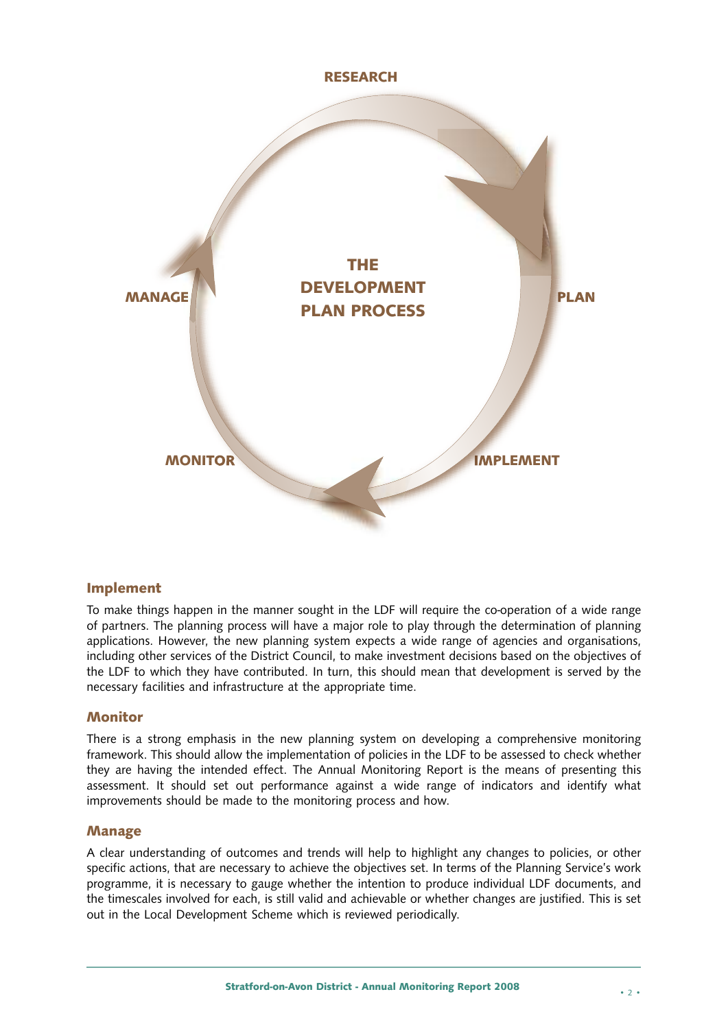RESEARCH

THE DEVELOPMENT PLAN PROCESS

PLAN

IMPLEMENT

MONITOR

MANAGE

## Implement

To make things happen in the manner sought in the LDF will require the co-operation of a wide range of partners. The planning process will have a major role to play through the determination of planning applications. However, the new planning system expects a wide range of agencies and organisations, including other services of the District Council, to make investment decisions based on the objectives of the LDF to which they have contributed. In turn, this should mean that development is served by the necessary facilities and infrastructure at the appropriate time.

## Monitor

There is a strong emphasis in the new planning system on developing a comprehensive monitoring framework. This should allow the implementation of policies in the LDF to be assessed to check whether they are having the intended effect. The Annual Monitoring Report is the means of presenting this assessment. It should set out performance against a wide range of indicators and identify what improvements should be made to the monitoring process and how.

## Manage

A clear understanding of outcomes and trends will help to highlight any changes to policies, or other specific actions, that are necessary to achieve the objectives set. In terms of the Planning Service's work programme, it is necessary to gauge whether the intention to produce individual LDF documents, and the timescales involved for each, is still valid and achievable or whether changes are justified. This is set out in the Local Development Scheme which is reviewed periodically.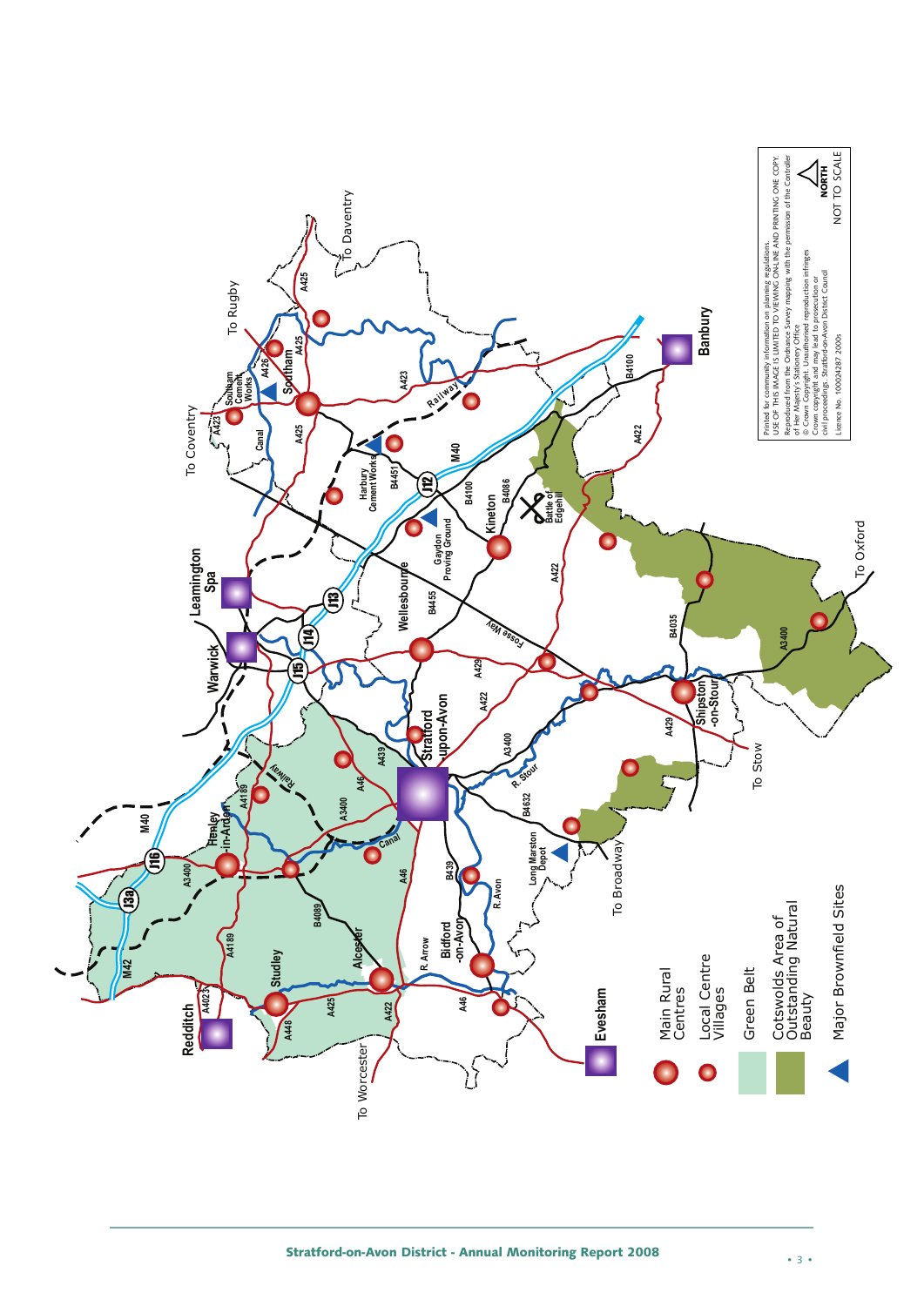To Coventry

To Rugby

To Daventry

Leamington Spa

Warwick

Southam

Southam Cement Works

Harbury Cement Works

Wellesbourne

Gaydon Proving Ground

Kineton

Battle of Edgehill

Banbury

Stratford upon-Avon

Shipston -on-Stour

To Oxford

To Stow

Henley -in-Arden

Studley

Alcester

Redditch

Bidford -on-Avon

Evesham

Long Marston Depot

To Broadway

To Worcester

M40, M42, J3a, J12, J13, J14, J15, J16, A46, A422, A425, A423, A426, A429, A439, A3400, A4189, A4023, A448, A435, B4089, B439, B4632, B4035, B4100, B4086, B4451, B4455, A3400, Fosse Way, Railway, Canal, R. Stour, R. Avon, R. Arrow

Main Rural Centres

Local Centre Villages

Green Belt

Cotswolds Area of Outstanding Natural Beauty

Major Brownfield Sites

Printed for community information on planning regulations.
USE OF THIS IMAGE IS LIMITED TO VIEWING ON-LINE AND PRINTING ONE COPY.
Reproduced from the Ordnance Survey mapping with the permission of the Controller of Her Majesty's Stationery Office
© Crown Copyright. Unauthorised reproduction infringes Crown copyright and may lead to prosecution or civil proceedings. Stratford-on-Avon District Council
Licence No. 100024287 2000s

NORTH

NOT TO SCALE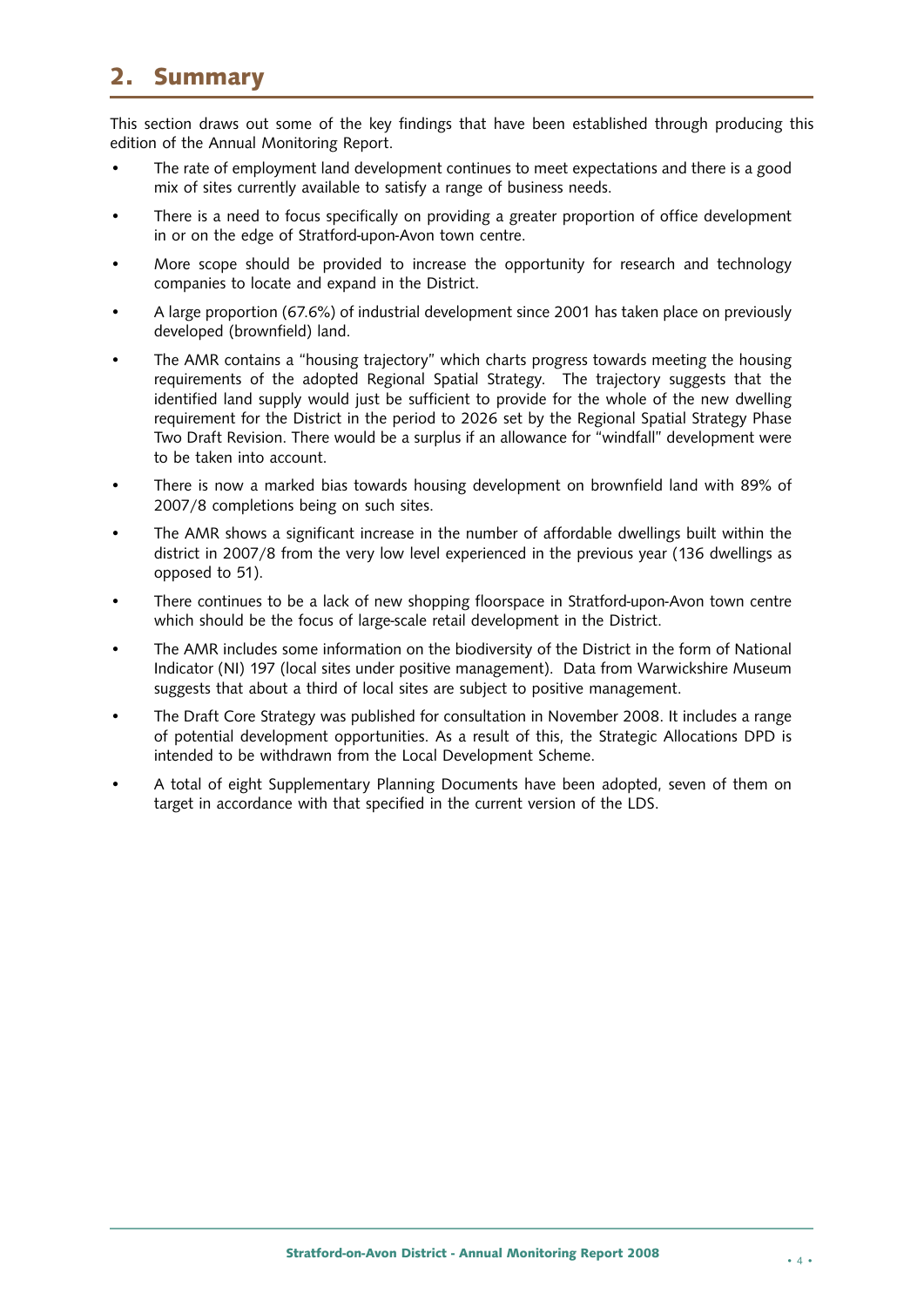## 2. Summary

This section draws out some of the key findings that have been established through producing this edition of the Annual Monitoring Report.

- The rate of employment land development continues to meet expectations and there is a good mix of sites currently available to satisfy a range of business needs.
- There is a need to focus specifically on providing a greater proportion of office development in or on the edge of Stratford-upon-Avon town centre.
- More scope should be provided to increase the opportunity for research and technology companies to locate and expand in the District.
- A large proportion (67.6%) of industrial development since 2001 has taken place on previously developed (brownfield) land.
- The AMR contains a "housing trajectory" which charts progress towards meeting the housing requirements of the adopted Regional Spatial Strategy. The trajectory suggests that the identified land supply would just be sufficient to provide for the whole of the new dwelling requirement for the District in the period to 2026 set by the Regional Spatial Strategy Phase Two Draft Revision. There would be a surplus if an allowance for "windfall" development were to be taken into account.
- There is now a marked bias towards housing development on brownfield land with 89% of 2007/8 completions being on such sites.
- The AMR shows a significant increase in the number of affordable dwellings built within the district in 2007/8 from the very low level experienced in the previous year (136 dwellings as opposed to 51).
- There continues to be a lack of new shopping floorspace in Stratford-upon-Avon town centre which should be the focus of large-scale retail development in the District.
- The AMR includes some information on the biodiversity of the District in the form of National Indicator (NI) 197 (local sites under positive management). Data from Warwickshire Museum suggests that about a third of local sites are subject to positive management.
- The Draft Core Strategy was published for consultation in November 2008. It includes a range of potential development opportunities. As a result of this, the Strategic Allocations DPD is intended to be withdrawn from the Local Development Scheme.
- A total of eight Supplementary Planning Documents have been adopted, seven of them on target in accordance with that specified in the current version of the LDS.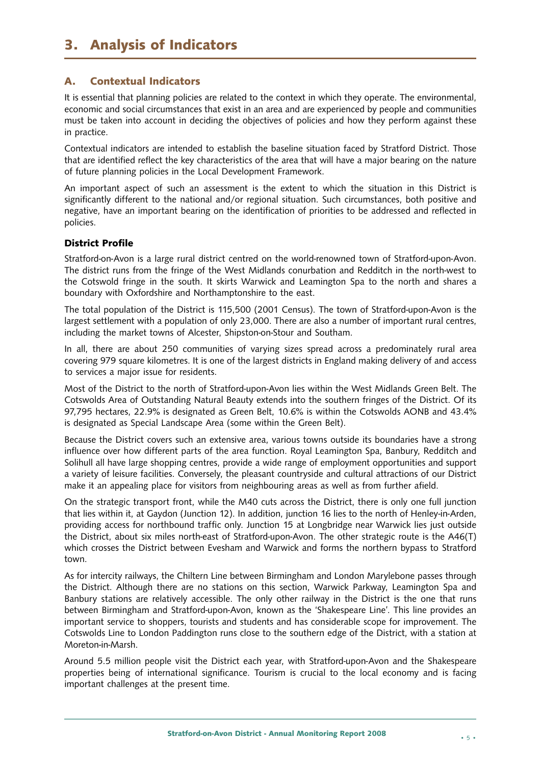# 3. Analysis of Indicators

## A. Contextual Indicators

It is essential that planning policies are related to the context in which they operate. The environmental, economic and social circumstances that exist in an area and are experienced by people and communities must be taken into account in deciding the objectives of policies and how they perform against these in practice.

Contextual indicators are intended to establish the baseline situation faced by Stratford District. Those that are identified reflect the key characteristics of the area that will have a major bearing on the nature of future planning policies in the Local Development Framework.

An important aspect of such an assessment is the extent to which the situation in this District is significantly different to the national and/or regional situation. Such circumstances, both positive and negative, have an important bearing on the identification of priorities to be addressed and reflected in policies.

### District Profile

Stratford-on-Avon is a large rural district centred on the world-renowned town of Stratford-upon-Avon. The district runs from the fringe of the West Midlands conurbation and Redditch in the north-west to the Cotswold fringe in the south. It skirts Warwick and Leamington Spa to the north and shares a boundary with Oxfordshire and Northamptonshire to the east.

The total population of the District is 115,500 (2001 Census). The town of Stratford-upon-Avon is the largest settlement with a population of only 23,000. There are also a number of important rural centres, including the market towns of Alcester, Shipston-on-Stour and Southam.

In all, there are about 250 communities of varying sizes spread across a predominately rural area covering 979 square kilometres. It is one of the largest districts in England making delivery of and access to services a major issue for residents.

Most of the District to the north of Stratford-upon-Avon lies within the West Midlands Green Belt. The Cotswolds Area of Outstanding Natural Beauty extends into the southern fringes of the District. Of its 97,795 hectares, 22.9% is designated as Green Belt, 10.6% is within the Cotswolds AONB and 43.4% is designated as Special Landscape Area (some within the Green Belt).

Because the District covers such an extensive area, various towns outside its boundaries have a strong influence over how different parts of the area function. Royal Leamington Spa, Banbury, Redditch and Solihull all have large shopping centres, provide a wide range of employment opportunities and support a variety of leisure facilities. Conversely, the pleasant countryside and cultural attractions of our District make it an appealing place for visitors from neighbouring areas as well as from further afield.

On the strategic transport front, while the M40 cuts across the District, there is only one full junction that lies within it, at Gaydon (Junction 12). In addition, junction 16 lies to the north of Henley-in-Arden, providing access for northbound traffic only. Junction 15 at Longbridge near Warwick lies just outside the District, about six miles north-east of Stratford-upon-Avon. The other strategic route is the A46(T) which crosses the District between Evesham and Warwick and forms the northern bypass to Stratford town.

As for intercity railways, the Chiltern Line between Birmingham and London Marylebone passes through the District. Although there are no stations on this section, Warwick Parkway, Leamington Spa and Banbury stations are relatively accessible. The only other railway in the District is the one that runs between Birmingham and Stratford-upon-Avon, known as the 'Shakespeare Line'. This line provides an important service to shoppers, tourists and students and has considerable scope for improvement. The Cotswolds Line to London Paddington runs close to the southern edge of the District, with a station at Moreton-in-Marsh.

Around 5.5 million people visit the District each year, with Stratford-upon-Avon and the Shakespeare properties being of international significance. Tourism is crucial to the local economy and is facing important challenges at the present time.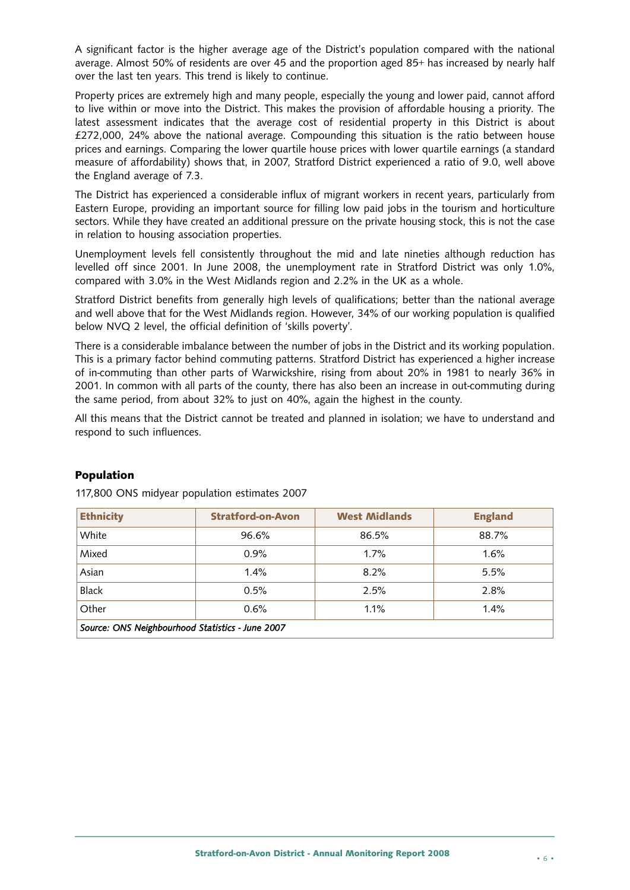A significant factor is the higher average age of the District's population compared with the national average. Almost 50% of residents are over 45 and the proportion aged 85+ has increased by nearly half over the last ten years. This trend is likely to continue.

Property prices are extremely high and many people, especially the young and lower paid, cannot afford to live within or move into the District. This makes the provision of affordable housing a priority. The latest assessment indicates that the average cost of residential property in this District is about £272,000, 24% above the national average. Compounding this situation is the ratio between house prices and earnings. Comparing the lower quartile house prices with lower quartile earnings (a standard measure of affordability) shows that, in 2007, Stratford District experienced a ratio of 9.0, well above the England average of 7.3.

The District has experienced a considerable influx of migrant workers in recent years, particularly from Eastern Europe, providing an important source for filling low paid jobs in the tourism and horticulture sectors. While they have created an additional pressure on the private housing stock, this is not the case in relation to housing association properties.

Unemployment levels fell consistently throughout the mid and late nineties although reduction has levelled off since 2001. In June 2008, the unemployment rate in Stratford District was only 1.0%, compared with 3.0% in the West Midlands region and 2.2% in the UK as a whole.

Stratford District benefits from generally high levels of qualifications; better than the national average and well above that for the West Midlands region. However, 34% of our working population is qualified below NVQ 2 level, the official definition of 'skills poverty'.

There is a considerable imbalance between the number of jobs in the District and its working population. This is a primary factor behind commuting patterns. Stratford District has experienced a higher increase of in-commuting than other parts of Warwickshire, rising from about 20% in 1981 to nearly 36% in 2001. In common with all parts of the county, there has also been an increase in out-commuting during the same period, from about 32% to just on 40%, again the highest in the county.

All this means that the District cannot be treated and planned in isolation; we have to understand and respond to such influences.

## Population

117,800 ONS midyear population estimates 2007

| Ethnicity | Stratford-on-Avon | West Midlands | England |
|---|---|---|---|
| White | 96.6% | 86.5% | 88.7% |
| Mixed | 0.9% | 1.7% | 1.6% |
| Asian | 1.4% | 8.2% | 5.5% |
| Black | 0.5% | 2.5% | 2.8% |
| Other | 0.6% | 1.1% | 1.4% |
| *Source: ONS Neighbourhood Statistics - June 2007* | | | |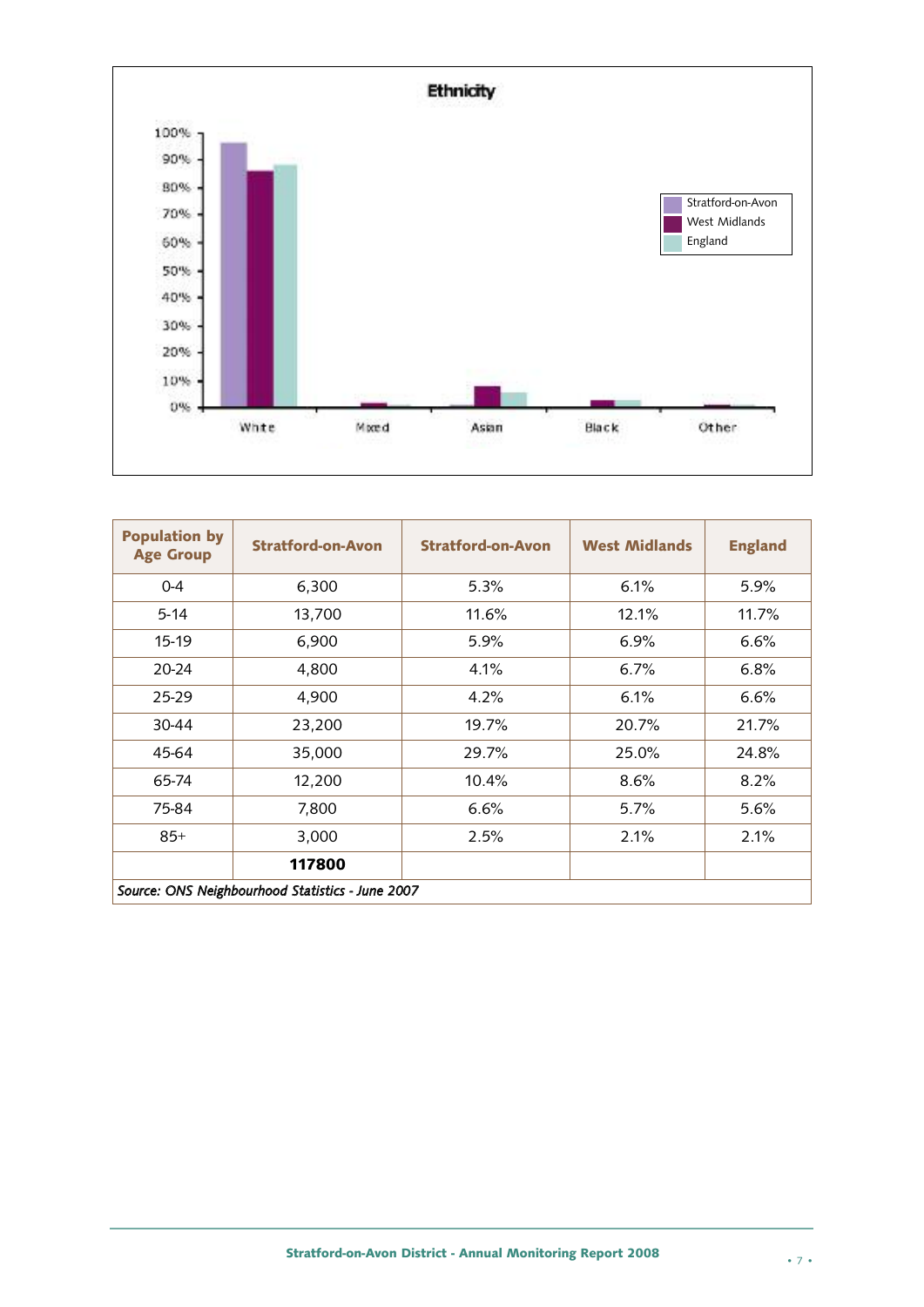## Ethnicity

| Population by Age Group | Stratford-on-Avon | Stratford-on-Avon | West Midlands | England |
|---|---|---|---|---|
| 0-4 | 6,300 | 5.3% | 6.1% | 5.9% |
| 5-14 | 13,700 | 11.6% | 12.1% | 11.7% |
| 15-19 | 6,900 | 5.9% | 6.9% | 6.6% |
| 20-24 | 4,800 | 4.1% | 6.7% | 6.8% |
| 25-29 | 4,900 | 4.2% | 6.1% | 6.6% |
| 30-44 | 23,200 | 19.7% | 20.7% | 21.7% |
| 45-64 | 35,000 | 29.7% | 25.0% | 24.8% |
| 65-74 | 12,200 | 10.4% | 8.6% | 8.2% |
| 75-84 | 7,800 | 6.6% | 5.7% | 5.6% |
| 85+ | 3,000 | 2.5% | 2.1% | 2.1% |
| | **117800** | | | |

*Source: ONS Neighbourhood Statistics - June 2007*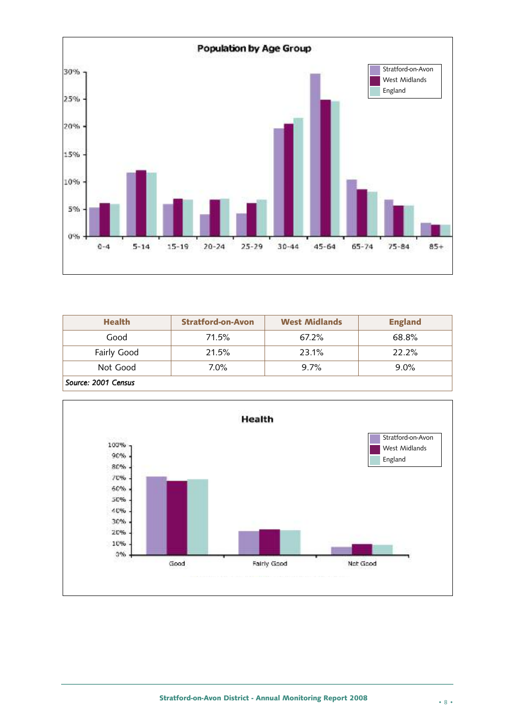**Population by Age Group**

| Health | Stratford-on-Avon | West Midlands | England |
|---|---|---|---|
| Good | 71.5% | 67.2% | 68.8% |
| Fairly Good | 21.5% | 23.1% | 22.2% |
| Not Good | 7.0% | 9.7% | 9.0% |

*Source: 2001 Census*

**Health**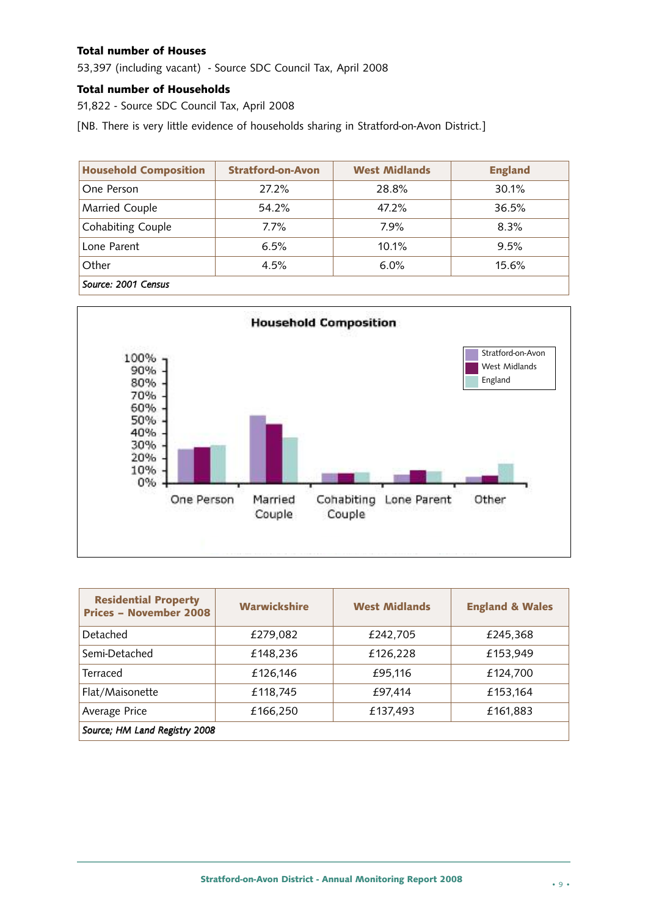**Total number of Houses**

53,397 (including vacant) - Source SDC Council Tax, April 2008

**Total number of Households**

51,822 - Source SDC Council Tax, April 2008

[NB. There is very little evidence of households sharing in Stratford-on-Avon District.]

| Household Composition | Stratford-on-Avon | West Midlands | England |
|---|---|---|---|
| One Person | 27.2% | 28.8% | 30.1% |
| Married Couple | 54.2% | 47.2% | 36.5% |
| Cohabiting Couple | 7.7% | 7.9% | 8.3% |
| Lone Parent | 6.5% | 10.1% | 9.5% |
| Other | 4.5% | 6.0% | 15.6% |
| *Source: 2001 Census* | | | |

| Residential Property Prices – November 2008 | Warwickshire | West Midlands | England & Wales |
|---|---|---|---|
| Detached | £279,082 | £242,705 | £245,368 |
| Semi-Detached | £148,236 | £126,228 | £153,949 |
| Terraced | £126,146 | £95,116 | £124,700 |
| Flat/Maisonette | £118,745 | £97,414 | £153,164 |
| Average Price | £166,250 | £137,493 | £161,883 |
| *Source; HM Land Registry 2008* | | | |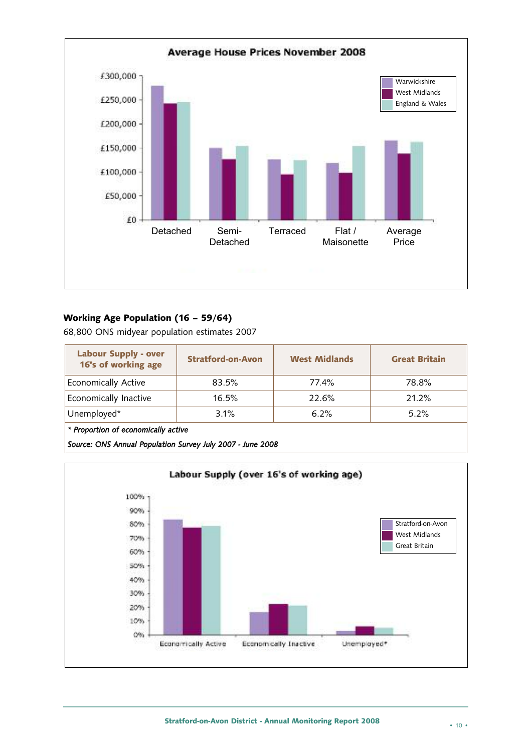**Average House Prices November 2008**

**Working Age Population (16 – 59/64)**

68,800 ONS midyear population estimates 2007

| Labour Supply - over 16's of working age | Stratford-on-Avon | West Midlands | Great Britain |
|---|---|---|---|
| Economically Active | 83.5% | 77.4% | 78.8% |
| Economically Inactive | 16.5% | 22.6% | 21.2% |
| Unemployed* | 3.1% | 6.2% | 5.2% |

*\* Proportion of economically active*

*Source: ONS Annual Population Survey July 2007 - June 2008*

**Labour Supply (over 16's of working age)**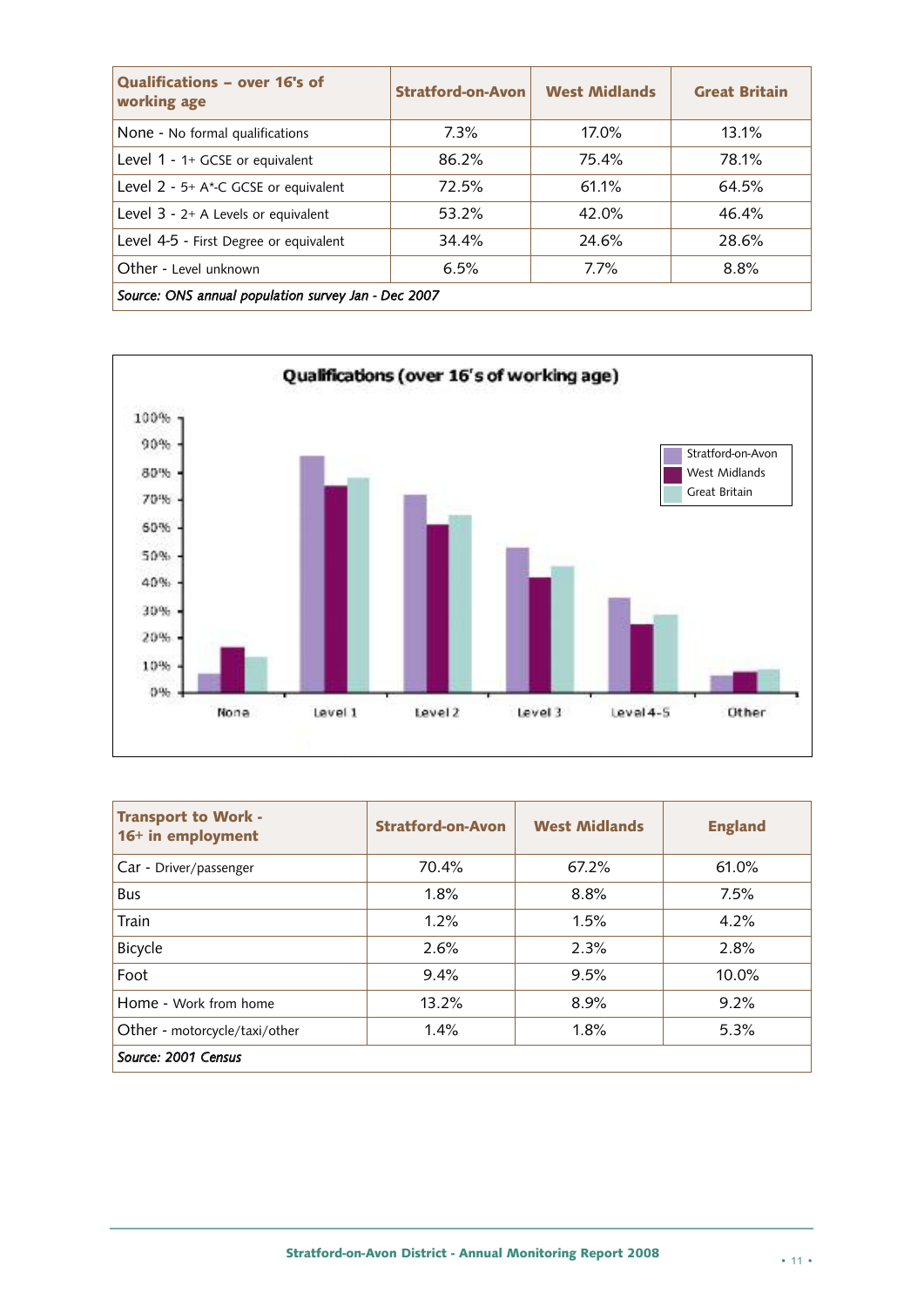| Qualifications – over 16's of working age | Stratford-on-Avon | West Midlands | Great Britain |
|---|---|---|---|
| None - No formal qualifications | 7.3% | 17.0% | 13.1% |
| Level 1 - 1+ GCSE or equivalent | 86.2% | 75.4% | 78.1% |
| Level 2 - 5+ A*-C GCSE or equivalent | 72.5% | 61.1% | 64.5% |
| Level 3 - 2+ A Levels or equivalent | 53.2% | 42.0% | 46.4% |
| Level 4-5 - First Degree or equivalent | 34.4% | 24.6% | 28.6% |
| Other - Level unknown | 6.5% | 7.7% | 8.8% |
| *Source: ONS annual population survey Jan - Dec 2007* | | | |

**Qualifications (over 16's of working age)**

| | Stratford-on-Avon | West Midlands | Great Britain |
|---|---|---|---|
| None | 7.3% | 17.0% | 13.1% |
| Level 1 | 86.2% | 75.4% | 78.1% |
| Level 2 | 72.5% | 61.1% | 64.5% |
| Level 3 | 53.2% | 42.0% | 46.4% |
| Level 4-5 | 34.4% | 24.6% | 28.6% |
| Other | 6.5% | 7.7% | 8.8% |

| Transport to Work - 16+ in employment | Stratford-on-Avon | West Midlands | England |
|---|---|---|---|
| Car - Driver/passenger | 70.4% | 67.2% | 61.0% |
| Bus | 1.8% | 8.8% | 7.5% |
| Train | 1.2% | 1.5% | 4.2% |
| Bicycle | 2.6% | 2.3% | 2.8% |
| Foot | 9.4% | 9.5% | 10.0% |
| Home - Work from home | 13.2% | 8.9% | 9.2% |
| Other - motorcycle/taxi/other | 1.4% | 1.8% | 5.3% |
| *Source: 2001 Census* | | | |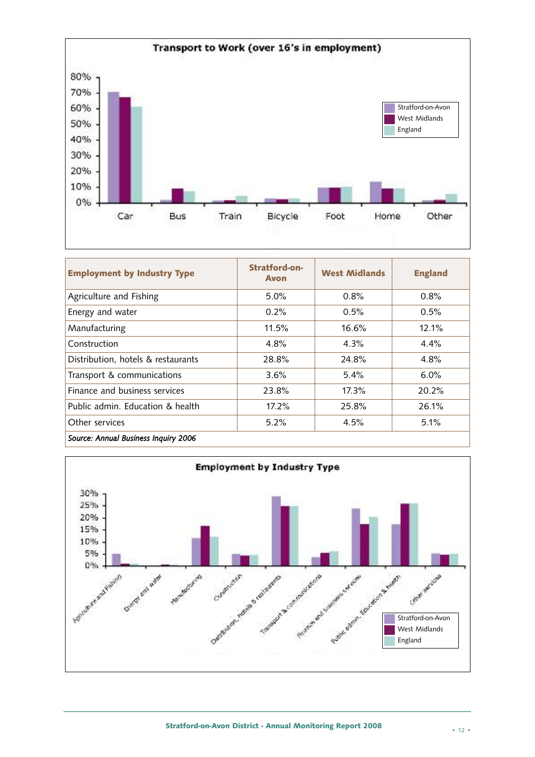**Transport to Work (over 16's in employment)**

| Employment by Industry Type | Stratford-on-Avon | West Midlands | England |
|---|---|---|---|
| Agriculture and Fishing | 5.0% | 0.8% | 0.8% |
| Energy and water | 0.2% | 0.5% | 0.5% |
| Manufacturing | 11.5% | 16.6% | 12.1% |
| Construction | 4.8% | 4.3% | 4.4% |
| Distribution, hotels & restaurants | 28.8% | 24.8% | 4.8% |
| Transport & communications | 3.6% | 5.4% | 6.0% |
| Finance and business services | 23.8% | 17.3% | 20.2% |
| Public admin. Education & health | 17.2% | 25.8% | 26.1% |
| Other services | 5.2% | 4.5% | 5.1% |

*Source: Annual Business Inquiry 2006*

**Employment by Industry Type**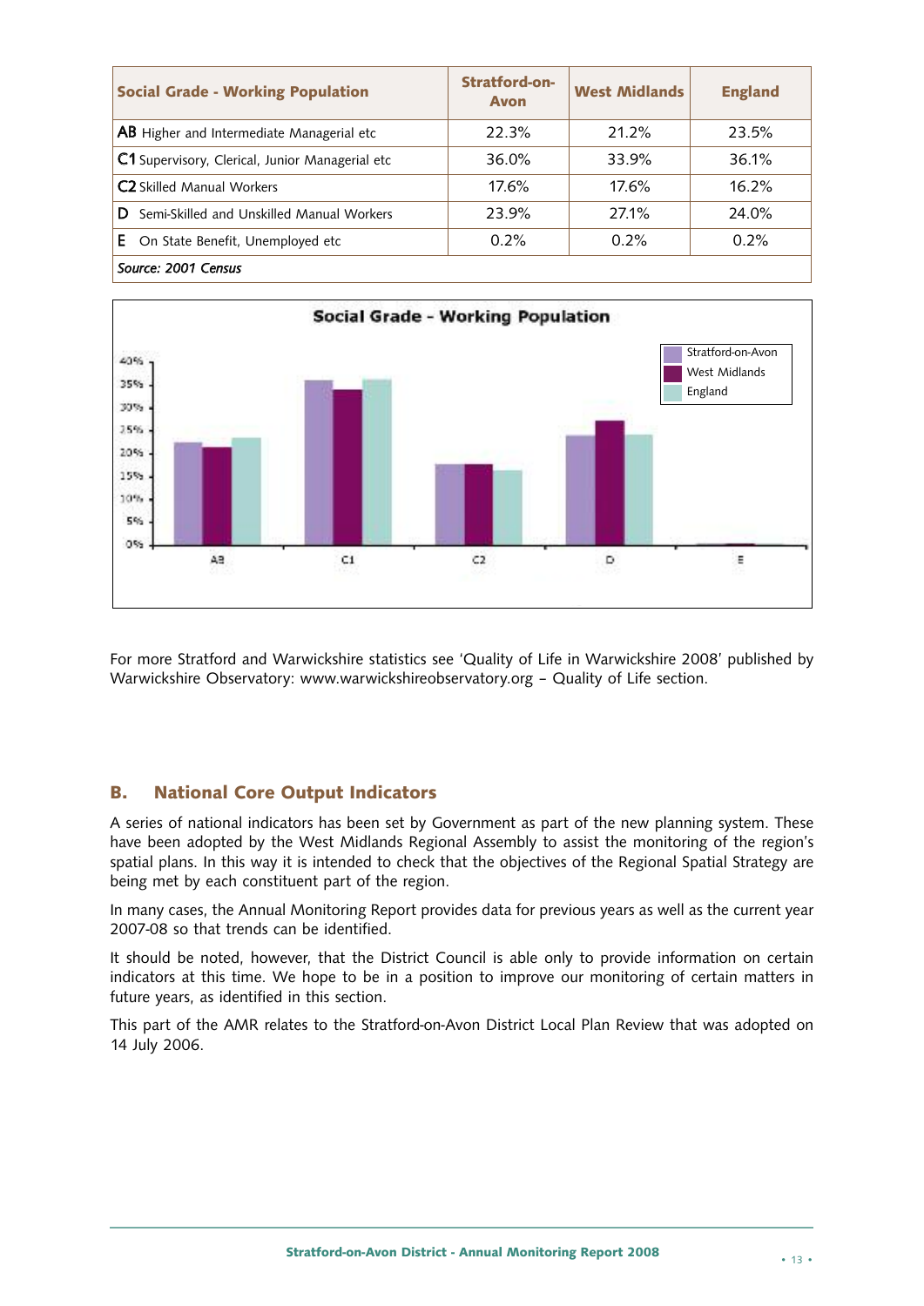| Social Grade - Working Population | Stratford-on-Avon | West Midlands | England |
|---|---|---|---|
| **AB** Higher and Intermediate Managerial etc | 22.3% | 21.2% | 23.5% |
| **C1** Supervisory, Clerical, Junior Managerial etc | 36.0% | 33.9% | 36.1% |
| **C2** Skilled Manual Workers | 17.6% | 17.6% | 16.2% |
| **D** Semi-Skilled and Unskilled Manual Workers | 23.9% | 27.1% | 24.0% |
| **E** On State Benefit, Unemployed etc | 0.2% | 0.2% | 0.2% |

*Source: 2001 Census*

**Social Grade - Working Population**

For more Stratford and Warwickshire statistics see 'Quality of Life in Warwickshire 2008' published by Warwickshire Observatory: www.warwickshireobservatory.org – Quality of Life section.

## B. National Core Output Indicators

A series of national indicators has been set by Government as part of the new planning system. These have been adopted by the West Midlands Regional Assembly to assist the monitoring of the region's spatial plans. In this way it is intended to check that the objectives of the Regional Spatial Strategy are being met by each constituent part of the region.

In many cases, the Annual Monitoring Report provides data for previous years as well as the current year 2007-08 so that trends can be identified.

It should be noted, however, that the District Council is able only to provide information on certain indicators at this time. We hope to be in a position to improve our monitoring of certain matters in future years, as identified in this section.

This part of the AMR relates to the Stratford-on-Avon District Local Plan Review that was adopted on 14 July 2006.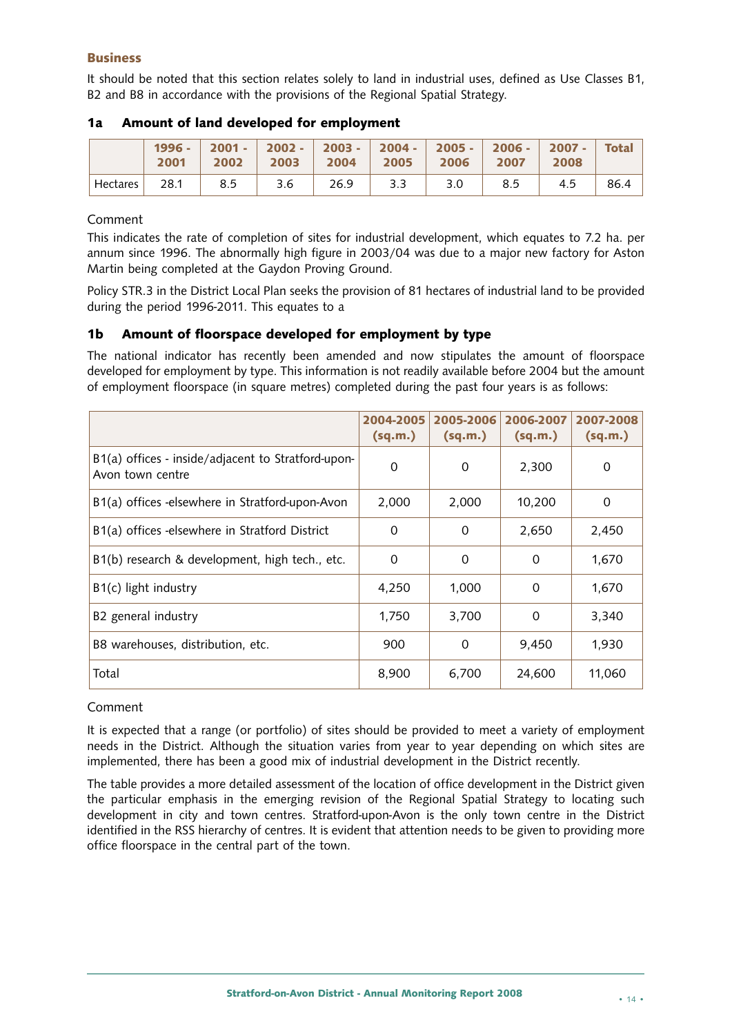## Business

It should be noted that this section relates solely to land in industrial uses, defined as Use Classes B1, B2 and B8 in accordance with the provisions of the Regional Spatial Strategy.

### 1a Amount of land developed for employment

| | 1996 - 2001 | 2001 - 2002 | 2002 - 2003 | 2003 - 2004 | 2004 - 2005 | 2005 - 2006 | 2006 - 2007 | 2007 - 2008 | Total |
|---|---|---|---|---|---|---|---|---|---|
| Hectares | 28.1 | 8.5 | 3.6 | 26.9 | 3.3 | 3.0 | 8.5 | 4.5 | 86.4 |

Comment

This indicates the rate of completion of sites for industrial development, which equates to 7.2 ha. per annum since 1996. The abnormally high figure in 2003/04 was due to a major new factory for Aston Martin being completed at the Gaydon Proving Ground.

Policy STR.3 in the District Local Plan seeks the provision of 81 hectares of industrial land to be provided during the period 1996-2011. This equates to a

### 1b Amount of floorspace developed for employment by type

The national indicator has recently been amended and now stipulates the amount of floorspace developed for employment by type. This information is not readily available before 2004 but the amount of employment floorspace (in square metres) completed during the past four years is as follows:

| | 2004-2005 (sq.m.) | 2005-2006 (sq.m.) | 2006-2007 (sq.m.) | 2007-2008 (sq.m.) |
|---|---|---|---|---|
| B1(a) offices - inside/adjacent to Stratford-upon-Avon town centre | 0 | 0 | 2,300 | 0 |
| B1(a) offices -elsewhere in Stratford-upon-Avon | 2,000 | 2,000 | 10,200 | 0 |
| B1(a) offices -elsewhere in Stratford District | 0 | 0 | 2,650 | 2,450 |
| B1(b) research & development, high tech., etc. | 0 | 0 | 0 | 1,670 |
| B1(c) light industry | 4,250 | 1,000 | 0 | 1,670 |
| B2 general industry | 1,750 | 3,700 | 0 | 3,340 |
| B8 warehouses, distribution, etc. | 900 | 0 | 9,450 | 1,930 |
| Total | 8,900 | 6,700 | 24,600 | 11,060 |

Comment

It is expected that a range (or portfolio) of sites should be provided to meet a variety of employment needs in the District. Although the situation varies from year to year depending on which sites are implemented, there has been a good mix of industrial development in the District recently.

The table provides a more detailed assessment of the location of office development in the District given the particular emphasis in the emerging revision of the Regional Spatial Strategy to locating such development in city and town centres. Stratford-upon-Avon is the only town centre in the District identified in the RSS hierarchy of centres. It is evident that attention needs to be given to providing more office floorspace in the central part of the town.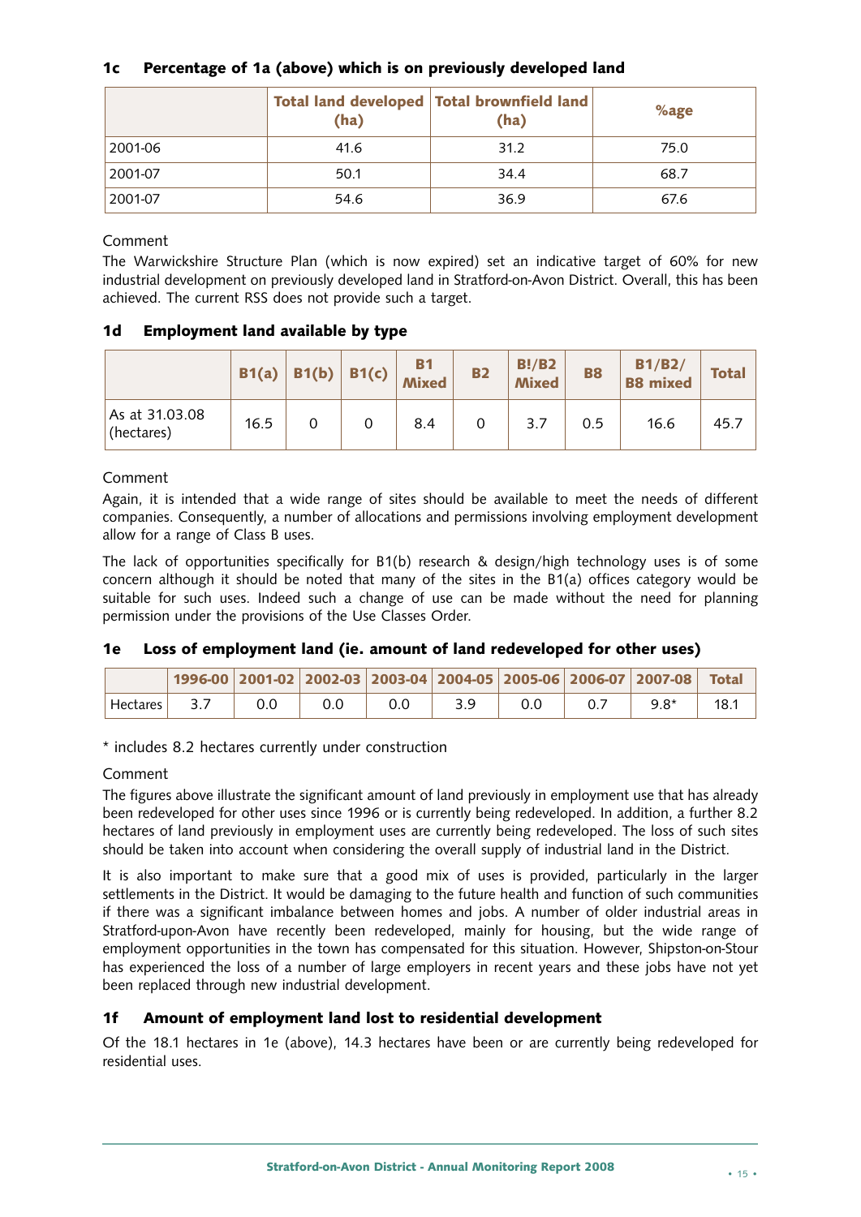### 1c Percentage of 1a (above) which is on previously developed land

| | Total land developed (ha) | Total brownfield land (ha) | %age |
|---|---|---|---|
| 2001-06 | 41.6 | 31.2 | 75.0 |
| 2001-07 | 50.1 | 34.4 | 68.7 |
| 2001-07 | 54.6 | 36.9 | 67.6 |

Comment

The Warwickshire Structure Plan (which is now expired) set an indicative target of 60% for new industrial development on previously developed land in Stratford-on-Avon District. Overall, this has been achieved. The current RSS does not provide such a target.

### 1d Employment land available by type

| | B1(a) | B1(b) | B1(c) | B1 Mixed | B2 | B!/B2 Mixed | B8 | B1/B2/ B8 mixed | Total |
|---|---|---|---|---|---|---|---|---|---|
| As at 31.03.08 (hectares) | 16.5 | 0 | 0 | 8.4 | 0 | 3.7 | 0.5 | 16.6 | 45.7 |

Comment

Again, it is intended that a wide range of sites should be available to meet the needs of different companies. Consequently, a number of allocations and permissions involving employment development allow for a range of Class B uses.

The lack of opportunities specifically for B1(b) research & design/high technology uses is of some concern although it should be noted that many of the sites in the B1(a) offices category would be suitable for such uses. Indeed such a change of use can be made without the need for planning permission under the provisions of the Use Classes Order.

### 1e Loss of employment land (ie. amount of land redeveloped for other uses)

| | 1996-00 | 2001-02 | 2002-03 | 2003-04 | 2004-05 | 2005-06 | 2006-07 | 2007-08 | Total |
|---|---|---|---|---|---|---|---|---|---|
| Hectares | 3.7 | 0.0 | 0.0 | 0.0 | 3.9 | 0.0 | 0.7 | 9.8* | 18.1 |

* includes 8.2 hectares currently under construction

Comment

The figures above illustrate the significant amount of land previously in employment use that has already been redeveloped for other uses since 1996 or is currently being redeveloped. In addition, a further 8.2 hectares of land previously in employment uses are currently being redeveloped. The loss of such sites should be taken into account when considering the overall supply of industrial land in the District.

It is also important to make sure that a good mix of uses is provided, particularly in the larger settlements in the District. It would be damaging to the future health and function of such communities if there was a significant imbalance between homes and jobs. A number of older industrial areas in Stratford-upon-Avon have recently been redeveloped, mainly for housing, but the wide range of employment opportunities in the town has compensated for this situation. However, Shipston-on-Stour has experienced the loss of a number of large employers in recent years and these jobs have not yet been replaced through new industrial development.

### 1f Amount of employment land lost to residential development

Of the 18.1 hectares in 1e (above), 14.3 hectares have been or are currently being redeveloped for residential uses.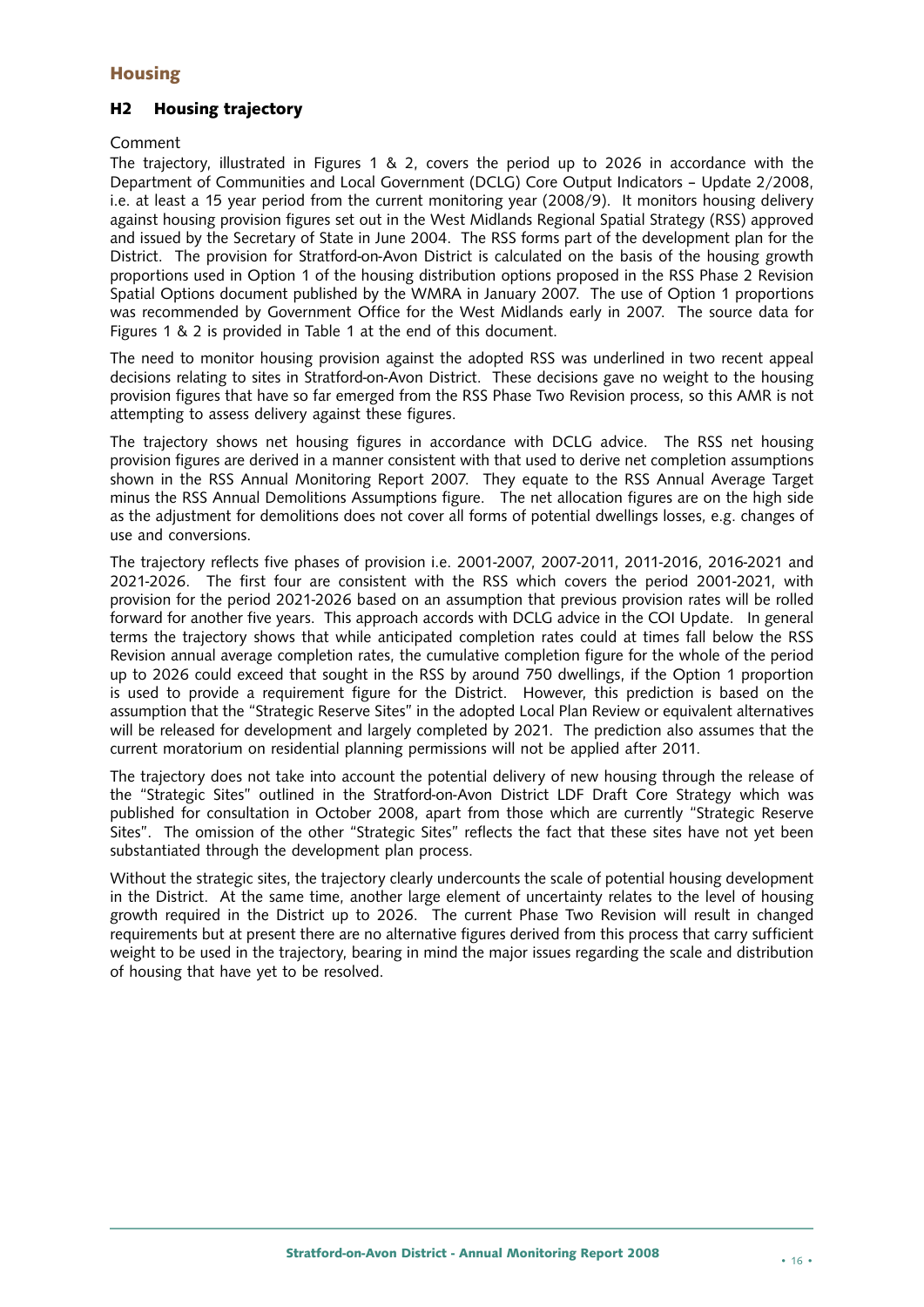## Housing

### H2 Housing trajectory

Comment

The trajectory, illustrated in Figures 1 & 2, covers the period up to 2026 in accordance with the Department of Communities and Local Government (DCLG) Core Output Indicators – Update 2/2008, i.e. at least a 15 year period from the current monitoring year (2008/9). It monitors housing delivery against housing provision figures set out in the West Midlands Regional Spatial Strategy (RSS) approved and issued by the Secretary of State in June 2004. The RSS forms part of the development plan for the District. The provision for Stratford-on-Avon District is calculated on the basis of the housing growth proportions used in Option 1 of the housing distribution options proposed in the RSS Phase 2 Revision Spatial Options document published by the WMRA in January 2007. The use of Option 1 proportions was recommended by Government Office for the West Midlands early in 2007. The source data for Figures 1 & 2 is provided in Table 1 at the end of this document.

The need to monitor housing provision against the adopted RSS was underlined in two recent appeal decisions relating to sites in Stratford-on-Avon District. These decisions gave no weight to the housing provision figures that have so far emerged from the RSS Phase Two Revision process, so this AMR is not attempting to assess delivery against these figures.

The trajectory shows net housing figures in accordance with DCLG advice. The RSS net housing provision figures are derived in a manner consistent with that used to derive net completion assumptions shown in the RSS Annual Monitoring Report 2007. They equate to the RSS Annual Average Target minus the RSS Annual Demolitions Assumptions figure. The net allocation figures are on the high side as the adjustment for demolitions does not cover all forms of potential dwellings losses, e.g. changes of use and conversions.

The trajectory reflects five phases of provision i.e. 2001-2007, 2007-2011, 2011-2016, 2016-2021 and 2021-2026. The first four are consistent with the RSS which covers the period 2001-2021, with provision for the period 2021-2026 based on an assumption that previous provision rates will be rolled forward for another five years. This approach accords with DCLG advice in the COI Update. In general terms the trajectory shows that while anticipated completion rates could at times fall below the RSS Revision annual average completion rates, the cumulative completion figure for the whole of the period up to 2026 could exceed that sought in the RSS by around 750 dwellings, if the Option 1 proportion is used to provide a requirement figure for the District. However, this prediction is based on the assumption that the "Strategic Reserve Sites" in the adopted Local Plan Review or equivalent alternatives will be released for development and largely completed by 2021. The prediction also assumes that the current moratorium on residential planning permissions will not be applied after 2011.

The trajectory does not take into account the potential delivery of new housing through the release of the "Strategic Sites" outlined in the Stratford-on-Avon District LDF Draft Core Strategy which was published for consultation in October 2008, apart from those which are currently "Strategic Reserve Sites". The omission of the other "Strategic Sites" reflects the fact that these sites have not yet been substantiated through the development plan process.

Without the strategic sites, the trajectory clearly undercounts the scale of potential housing development in the District. At the same time, another large element of uncertainty relates to the level of housing growth required in the District up to 2026. The current Phase Two Revision will result in changed requirements but at present there are no alternative figures derived from this process that carry sufficient weight to be used in the trajectory, bearing in mind the major issues regarding the scale and distribution of housing that have yet to be resolved.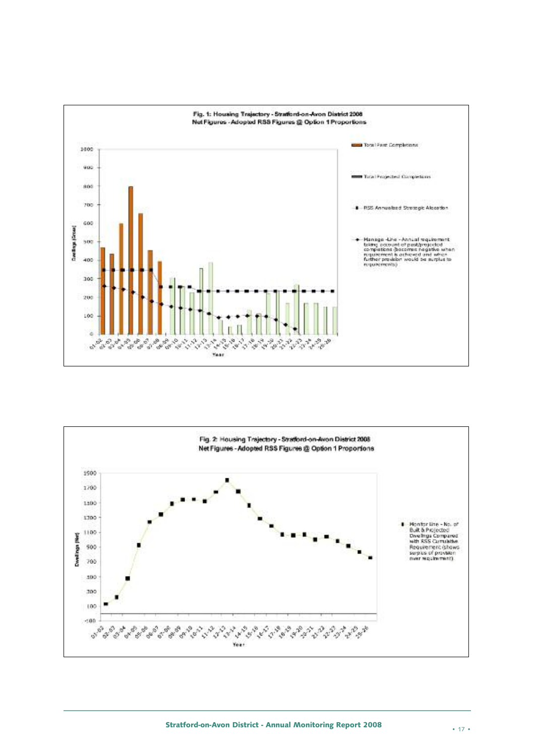**Fig. 1: Housing Trajectory - Stratford-on-Avon District 2008**
**Net Figures - Adopted RSS Figures @ Option 1 Proportions**

- Total Past Completions
- Total Projected Completions
- RSS Annualised Strategic Allocation
- Manage Line - Annual requirement taking account of past/projected completions (becomes negative when requirement is achieved and when further provision would be surplus to requirements)

Dwellings (Gross) / Year

**Fig. 2: Housing Trajectory - Stratford-on-Avon District 2008**
**Net Figures - Adopted RSS Figures @ Option 1 Proportions**

- Monitor Line - No. of Built & Projected Dwellings Compared with RSS Cumulative Requirement (shows surplus of provision over requirement)

Dwellings (Net) / Year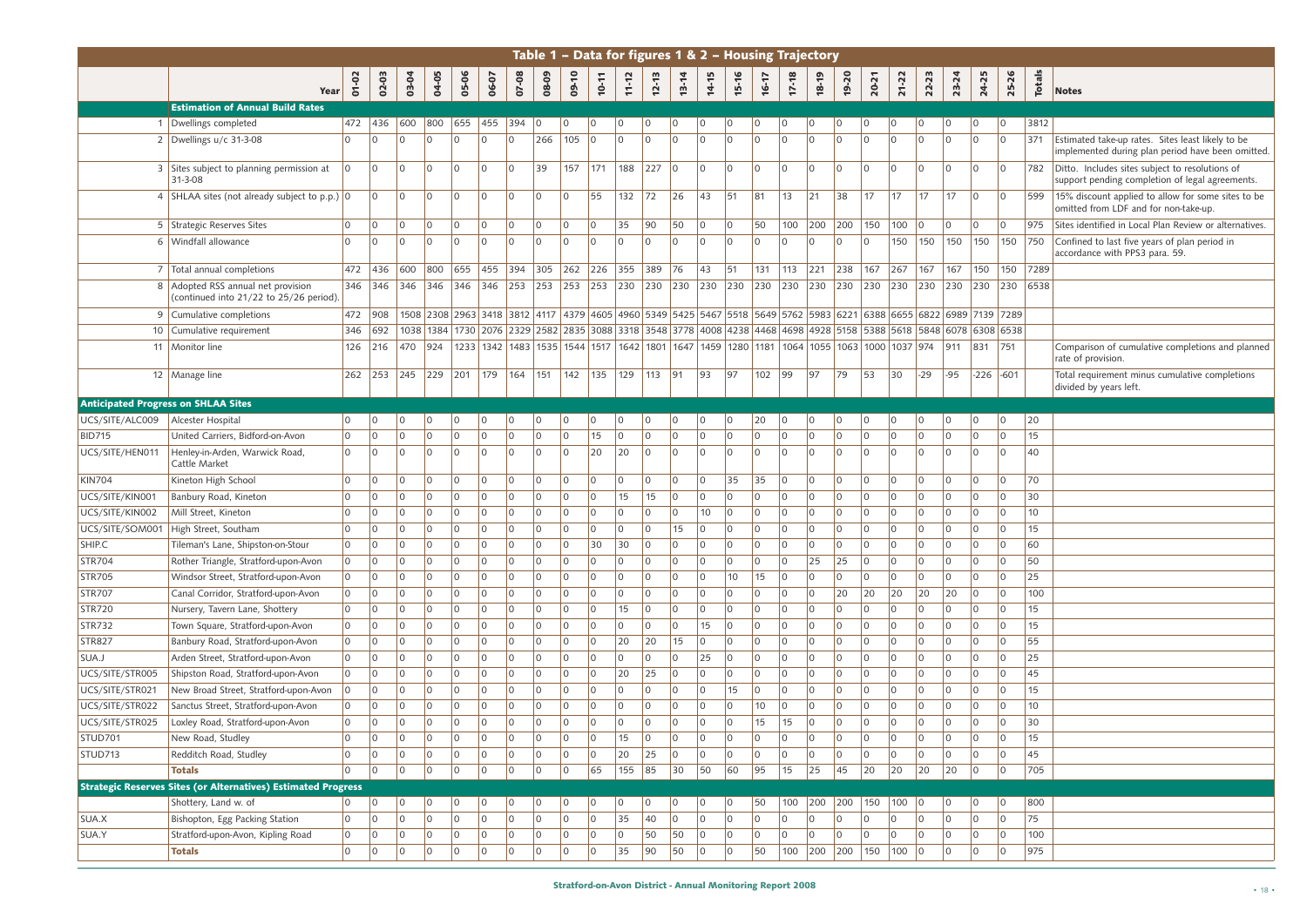## Table 1 – Data for figures 1 & 2 – Housing Trajectory

| | Year | 01-02 | 02-03 | 03-04 | 04-05 | 05-06 | 06-07 | 07-08 | 08-09 | 09-10 | 10-11 | 11-12 | 12-13 | 13-14 | 14-15 | 15-16 | 16-17 | 17-18 | 18-19 | 19-20 | 20-21 | 21-22 | 22-23 | 23-24 | 24-25 | 25-26 | Totals | Notes |
|---|---|---|---|---|---|---|---|---|---|---|---|---|---|---|---|---|---|---|---|---|---|---|---|---|---|---|---|---|
| | **Estimation of Annual Build Rates** | | | | | | | | | | | | | | | | | | | | | | | | | | | |
| 1 | Dwellings completed | 472 | 436 | 600 | 800 | 655 | 455 | 394 | 0 | 0 | 0 | 0 | 0 | 0 | 0 | 0 | 0 | 0 | 0 | 0 | 0 | 0 | 0 | 0 | 0 | 0 | 3812 | |
| 2 | Dwellings u/c 31-3-08 | 0 | 0 | 0 | 0 | 0 | 0 | 0 | 266 | 105 | 0 | 0 | 0 | 0 | 0 | 0 | 0 | 0 | 0 | 0 | 0 | 0 | 0 | 0 | 0 | 0 | 371 | Estimated take-up rates. Sites least likely to be implemented during plan period have been omitted. |
| 3 | Sites subject to planning permission at 31-3-08 | 0 | 0 | 0 | 0 | 0 | 0 | 0 | 39 | 157 | 171 | 188 | 227 | 0 | 0 | 0 | 0 | 0 | 0 | 0 | 0 | 0 | 0 | 0 | 0 | 0 | 782 | Ditto. Includes sites subject to resolutions of support pending completion of legal agreements. |
| 4 | SHLAA sites (not already subject to p.p.) | 0 | 0 | 0 | 0 | 0 | 0 | 0 | 0 | 0 | 55 | 132 | 72 | 26 | 43 | 51 | 81 | 13 | 21 | 38 | 17 | 17 | 17 | 17 | 0 | 0 | 599 | 15% discount applied to allow for some sites to be omitted from LDF and for non-take-up. |
| 5 | Strategic Reserves Sites | 0 | 0 | 0 | 0 | 0 | 0 | 0 | 0 | 0 | 0 | 35 | 90 | 50 | 0 | 0 | 50 | 100 | 200 | 200 | 150 | 100 | 0 | 0 | 0 | 0 | 975 | Sites identified in Local Plan Review or alternatives. |
| 6 | Windfall allowance | 0 | 0 | 0 | 0 | 0 | 0 | 0 | 0 | 0 | 0 | 0 | 0 | 0 | 0 | 0 | 0 | 0 | 0 | 0 | 0 | 150 | 150 | 150 | 150 | 150 | 750 | Confined to last five years of plan period in accordance with PPS3 para. 59. |
| 7 | Total annual completions | 472 | 436 | 600 | 800 | 655 | 455 | 394 | 305 | 262 | 226 | 355 | 389 | 76 | 43 | 51 | 131 | 113 | 221 | 238 | 167 | 267 | 167 | 167 | 150 | 150 | 7289 | |
| 8 | Adopted RSS annual net provision (continued into 21/22 to 25/26 period). | 346 | 346 | 346 | 346 | 346 | 346 | 253 | 253 | 253 | 253 | 230 | 230 | 230 | 230 | 230 | 230 | 230 | 230 | 230 | 230 | 230 | 230 | 230 | 230 | 230 | 6538 | |
| 9 | Cumulative completions | 472 | 908 | 1508 | 2308 | 2963 | 3418 | 3812 | 4117 | 4379 | 4605 | 4960 | 5349 | 5425 | 5467 | 5518 | 5649 | 5762 | 5983 | 6221 | 6388 | 6655 | 6822 | 6989 | 7139 | 7289 | | |
| 10 | Cumulative requirement | 346 | 692 | 1038 | 1384 | 1730 | 2076 | 2329 | 2582 | 2835 | 3088 | 3318 | 3548 | 3778 | 4008 | 4238 | 4468 | 4698 | 4928 | 5158 | 5388 | 5618 | 5848 | 6078 | 6308 | 6538 | | |
| 11 | Monitor line | 126 | 216 | 470 | 924 | 1233 | 1342 | 1483 | 1535 | 1544 | 1517 | 1642 | 1801 | 1647 | 1459 | 1280 | 1181 | 1064 | 1055 | 1063 | 1000 | 1037 | 974 | 911 | 831 | 751 | | Comparison of cumulative completions and planned rate of provision. |
| 12 | Manage line | 262 | 253 | 245 | 229 | 201 | 179 | 164 | 151 | 142 | 135 | 129 | 113 | 91 | 93 | 97 | 102 | 99 | 97 | 79 | 53 | 30 | -29 | -95 | -226 | -601 | | Total requirement minus cumulative completions divided by years left. |
| **Anticipated Progress on SHLAA Sites** | | | | | | | | | | | | | | | | | | | | | | | | | | | | |
| UCS/SITE/ALC009 | Alcester Hospital | 0 | 0 | 0 | 0 | 0 | 0 | 0 | 0 | 0 | 0 | 0 | 0 | 0 | 0 | 0 | 20 | 0 | 0 | 0 | 0 | 0 | 0 | 0 | 0 | 0 | 20 | |
| BID715 | United Carriers, Bidford-on-Avon | 0 | 0 | 0 | 0 | 0 | 0 | 0 | 0 | 0 | 15 | 0 | 0 | 0 | 0 | 0 | 0 | 0 | 0 | 0 | 0 | 0 | 0 | 0 | 0 | 0 | 15 | |
| UCS/SITE/HEN011 | Henley-in-Arden, Warwick Road, Cattle Market | 0 | 0 | 0 | 0 | 0 | 0 | 0 | 0 | 0 | 20 | 20 | 0 | 0 | 0 | 0 | 0 | 0 | 0 | 0 | 0 | 0 | 0 | 0 | 0 | 0 | 40 | |
| KIN704 | Kineton High School | 0 | 0 | 0 | 0 | 0 | 0 | 0 | 0 | 0 | 0 | 0 | 0 | 0 | 0 | 35 | 35 | 0 | 0 | 0 | 0 | 0 | 0 | 0 | 0 | 0 | 70 | |
| UCS/SITE/KIN001 | Banbury Road, Kineton | 0 | 0 | 0 | 0 | 0 | 0 | 0 | 0 | 0 | 0 | 15 | 15 | 0 | 0 | 0 | 0 | 0 | 0 | 0 | 0 | 0 | 0 | 0 | 0 | 0 | 30 | |
| UCS/SITE/KIN002 | Mill Street, Kineton | 0 | 0 | 0 | 0 | 0 | 0 | 0 | 0 | 0 | 0 | 0 | 0 | 0 | 10 | 0 | 0 | 0 | 0 | 0 | 0 | 0 | 0 | 0 | 0 | 0 | 10 | |
| UCS/SITE/SOM001 | High Street, Southam | 0 | 0 | 0 | 0 | 0 | 0 | 0 | 0 | 0 | 0 | 0 | 0 | 15 | 0 | 0 | 0 | 0 | 0 | 0 | 0 | 0 | 0 | 0 | 0 | 0 | 15 | |
| SHIP.C | Tileman's Lane, Shipston-on-Stour | 0 | 0 | 0 | 0 | 0 | 0 | 0 | 0 | 0 | 30 | 30 | 0 | 0 | 0 | 0 | 0 | 0 | 0 | 0 | 0 | 0 | 0 | 0 | 0 | 0 | 60 | |
| STR704 | Rother Triangle, Stratford-upon-Avon | 0 | 0 | 0 | 0 | 0 | 0 | 0 | 0 | 0 | 0 | 0 | 0 | 0 | 0 | 0 | 0 | 0 | 25 | 25 | 0 | 0 | 0 | 0 | 0 | 0 | 50 | |
| STR705 | Windsor Street, Stratford-upon-Avon | 0 | 0 | 0 | 0 | 0 | 0 | 0 | 0 | 0 | 0 | 0 | 0 | 0 | 0 | 10 | 15 | 0 | 0 | 0 | 0 | 0 | 0 | 0 | 0 | 0 | 25 | |
| STR707 | Canal Corridor, Stratford-upon-Avon | 0 | 0 | 0 | 0 | 0 | 0 | 0 | 0 | 0 | 0 | 0 | 0 | 0 | 0 | 0 | 0 | 0 | 0 | 20 | 20 | 20 | 20 | 20 | 0 | 0 | 100 | |
| STR720 | Nursery, Tavern Lane, Shottery | 0 | 0 | 0 | 0 | 0 | 0 | 0 | 0 | 0 | 0 | 15 | 0 | 0 | 0 | 0 | 0 | 0 | 0 | 0 | 0 | 0 | 0 | 0 | 0 | 0 | 15 | |
| STR732 | Town Square, Stratford-upon-Avon | 0 | 0 | 0 | 0 | 0 | 0 | 0 | 0 | 0 | 0 | 0 | 0 | 0 | 15 | 0 | 0 | 0 | 0 | 0 | 0 | 0 | 0 | 0 | 0 | 0 | 15 | |
| STR827 | Banbury Road, Stratford-upon-Avon | 0 | 0 | 0 | 0 | 0 | 0 | 0 | 0 | 0 | 0 | 20 | 20 | 15 | 0 | 0 | 0 | 0 | 0 | 0 | 0 | 0 | 0 | 0 | 0 | 0 | 55 | |
| SUA.J | Arden Street, Stratford-upon-Avon | 0 | 0 | 0 | 0 | 0 | 0 | 0 | 0 | 0 | 0 | 0 | 0 | 0 | 25 | 0 | 0 | 0 | 0 | 0 | 0 | 0 | 0 | 0 | 0 | 0 | 25 | |
| UCS/SITE/STR005 | Shipston Road, Stratford-upon-Avon | 0 | 0 | 0 | 0 | 0 | 0 | 0 | 0 | 0 | 0 | 20 | 25 | 0 | 0 | 0 | 0 | 0 | 0 | 0 | 0 | 0 | 0 | 0 | 0 | 0 | 45 | |
| UCS/SITE/STR021 | New Broad Street, Stratford-upon-Avon | 0 | 0 | 0 | 0 | 0 | 0 | 0 | 0 | 0 | 0 | 0 | 0 | 0 | 0 | 15 | 0 | 0 | 0 | 0 | 0 | 0 | 0 | 0 | 0 | 0 | 15 | |
| UCS/SITE/STR022 | Sanctus Street, Stratford-upon-Avon | 0 | 0 | 0 | 0 | 0 | 0 | 0 | 0 | 0 | 0 | 0 | 0 | 0 | 0 | 0 | 10 | 0 | 0 | 0 | 0 | 0 | 0 | 0 | 0 | 0 | 10 | |
| UCS/SITE/STR025 | Loxley Road, Stratford-upon-Avon | 0 | 0 | 0 | 0 | 0 | 0 | 0 | 0 | 0 | 0 | 0 | 0 | 0 | 0 | 0 | 15 | 15 | 0 | 0 | 0 | 0 | 0 | 0 | 0 | 0 | 30 | |
| STUD701 | New Road, Studley | 0 | 0 | 0 | 0 | 0 | 0 | 0 | 0 | 0 | 0 | 15 | 0 | 0 | 0 | 0 | 0 | 0 | 0 | 0 | 0 | 0 | 0 | 0 | 0 | 0 | 15 | |
| STUD713 | Redditch Road, Studley | 0 | 0 | 0 | 0 | 0 | 0 | 0 | 0 | 0 | 0 | 20 | 25 | 0 | 0 | 0 | 0 | 0 | 0 | 0 | 0 | 0 | 0 | 0 | 0 | 0 | 45 | |
| | **Totals** | 0 | 0 | 0 | 0 | 0 | 0 | 0 | 0 | 0 | 65 | 155 | 85 | 30 | 50 | 60 | 95 | 15 | 25 | 45 | 20 | 20 | 20 | 20 | 0 | 0 | 705 | |
| **Strategic Reserves Sites (or Alternatives) Estimated Progress** | | | | | | | | | | | | | | | | | | | | | | | | | | | | |
| | Shottery, Land w. of | 0 | 0 | 0 | 0 | 0 | 0 | 0 | 0 | 0 | 0 | 0 | 0 | 0 | 0 | 0 | 50 | 100 | 200 | 200 | 150 | 100 | 0 | 0 | 0 | 0 | 800 | |
| SUA.X | Bishopton, Egg Packing Station | 0 | 0 | 0 | 0 | 0 | 0 | 0 | 0 | 0 | 0 | 35 | 40 | 0 | 0 | 0 | 0 | 0 | 0 | 0 | 0 | 0 | 0 | 0 | 0 | 0 | 75 | |
| SUA.Y | Stratford-upon-Avon, Kipling Road | 0 | 0 | 0 | 0 | 0 | 0 | 0 | 0 | 0 | 0 | 0 | 50 | 50 | 0 | 0 | 0 | 0 | 0 | 0 | 0 | 0 | 0 | 0 | 0 | 0 | 100 | |
| | **Totals** | 0 | 0 | 0 | 0 | 0 | 0 | 0 | 0 | 0 | 0 | 35 | 90 | 50 | 0 | 0 | 50 | 100 | 200 | 200 | 150 | 100 | 0 | 0 | 0 | 0 | 975 | |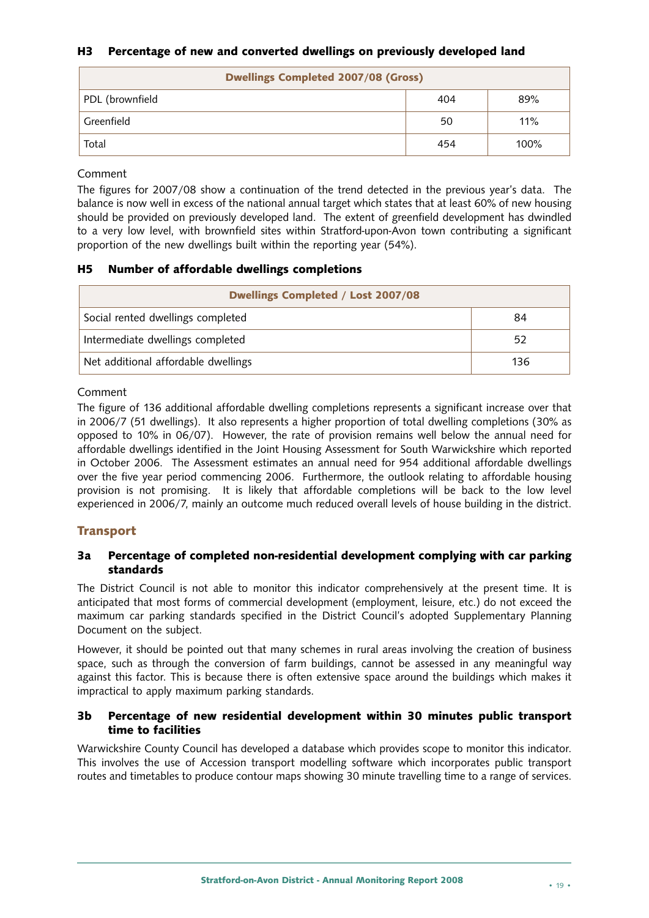### H3 Percentage of new and converted dwellings on previously developed land

| Dwellings Completed 2007/08 (Gross) | | |
|---|---|---|
| PDL (brownfield | 404 | 89% |
| Greenfield | 50 | 11% |
| Total | 454 | 100% |

Comment

The figures for 2007/08 show a continuation of the trend detected in the previous year's data. The balance is now well in excess of the national annual target which states that at least 60% of new housing should be provided on previously developed land. The extent of greenfield development has dwindled to a very low level, with brownfield sites within Stratford-upon-Avon town contributing a significant proportion of the new dwellings built within the reporting year (54%).

### H5 Number of affordable dwellings completions

| Dwellings Completed / Lost 2007/08 | |
|---|---|
| Social rented dwellings completed | 84 |
| Intermediate dwellings completed | 52 |
| Net additional affordable dwellings | 136 |

Comment

The figure of 136 additional affordable dwelling completions represents a significant increase over that in 2006/7 (51 dwellings). It also represents a higher proportion of total dwelling completions (30% as opposed to 10% in 06/07). However, the rate of provision remains well below the annual need for affordable dwellings identified in the Joint Housing Assessment for South Warwickshire which reported in October 2006. The Assessment estimates an annual need for 954 additional affordable dwellings over the five year period commencing 2006. Furthermore, the outlook relating to affordable housing provision is not promising. It is likely that affordable completions will be back to the low level experienced in 2006/7, mainly an outcome much reduced overall levels of house building in the district.

## Transport

### 3a Percentage of completed non-residential development complying with car parking standards

The District Council is not able to monitor this indicator comprehensively at the present time. It is anticipated that most forms of commercial development (employment, leisure, etc.) do not exceed the maximum car parking standards specified in the District Council's adopted Supplementary Planning Document on the subject.

However, it should be pointed out that many schemes in rural areas involving the creation of business space, such as through the conversion of farm buildings, cannot be assessed in any meaningful way against this factor. This is because there is often extensive space around the buildings which makes it impractical to apply maximum parking standards.

### 3b Percentage of new residential development within 30 minutes public transport time to facilities

Warwickshire County Council has developed a database which provides scope to monitor this indicator. This involves the use of Accession transport modelling software which incorporates public transport routes and timetables to produce contour maps showing 30 minute travelling time to a range of services.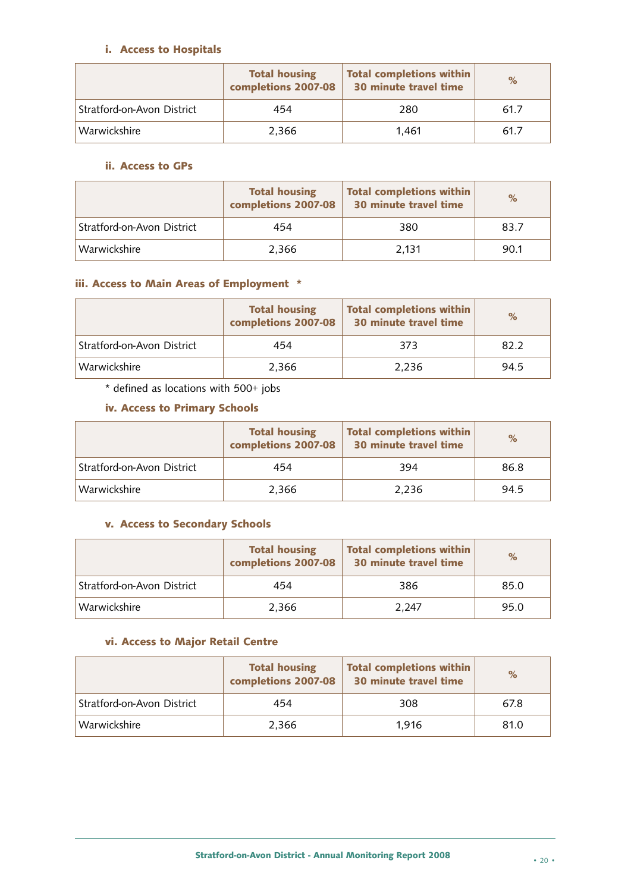#### i. Access to Hospitals

| | Total housing completions 2007-08 | Total completions within 30 minute travel time | % |
|---|---|---|---|
| Stratford-on-Avon District | 454 | 280 | 61.7 |
| Warwickshire | 2,366 | 1,461 | 61.7 |

#### ii. Access to GPs

| | Total housing completions 2007-08 | Total completions within 30 minute travel time | % |
|---|---|---|---|
| Stratford-on-Avon District | 454 | 380 | 83.7 |
| Warwickshire | 2,366 | 2,131 | 90.1 |

#### iii. Access to Main Areas of Employment *

| | Total housing completions 2007-08 | Total completions within 30 minute travel time | % |
|---|---|---|---|
| Stratford-on-Avon District | 454 | 373 | 82.2 |
| Warwickshire | 2,366 | 2,236 | 94.5 |

* defined as locations with 500+ jobs

#### iv. Access to Primary Schools

| | Total housing completions 2007-08 | Total completions within 30 minute travel time | % |
|---|---|---|---|
| Stratford-on-Avon District | 454 | 394 | 86.8 |
| Warwickshire | 2,366 | 2,236 | 94.5 |

#### v. Access to Secondary Schools

| | Total housing completions 2007-08 | Total completions within 30 minute travel time | % |
|---|---|---|---|
| Stratford-on-Avon District | 454 | 386 | 85.0 |
| Warwickshire | 2,366 | 2,247 | 95.0 |

#### vi. Access to Major Retail Centre

| | Total housing completions 2007-08 | Total completions within 30 minute travel time | % |
|---|---|---|---|
| Stratford-on-Avon District | 454 | 308 | 67.8 |
| Warwickshire | 2,366 | 1,916 | 81.0 |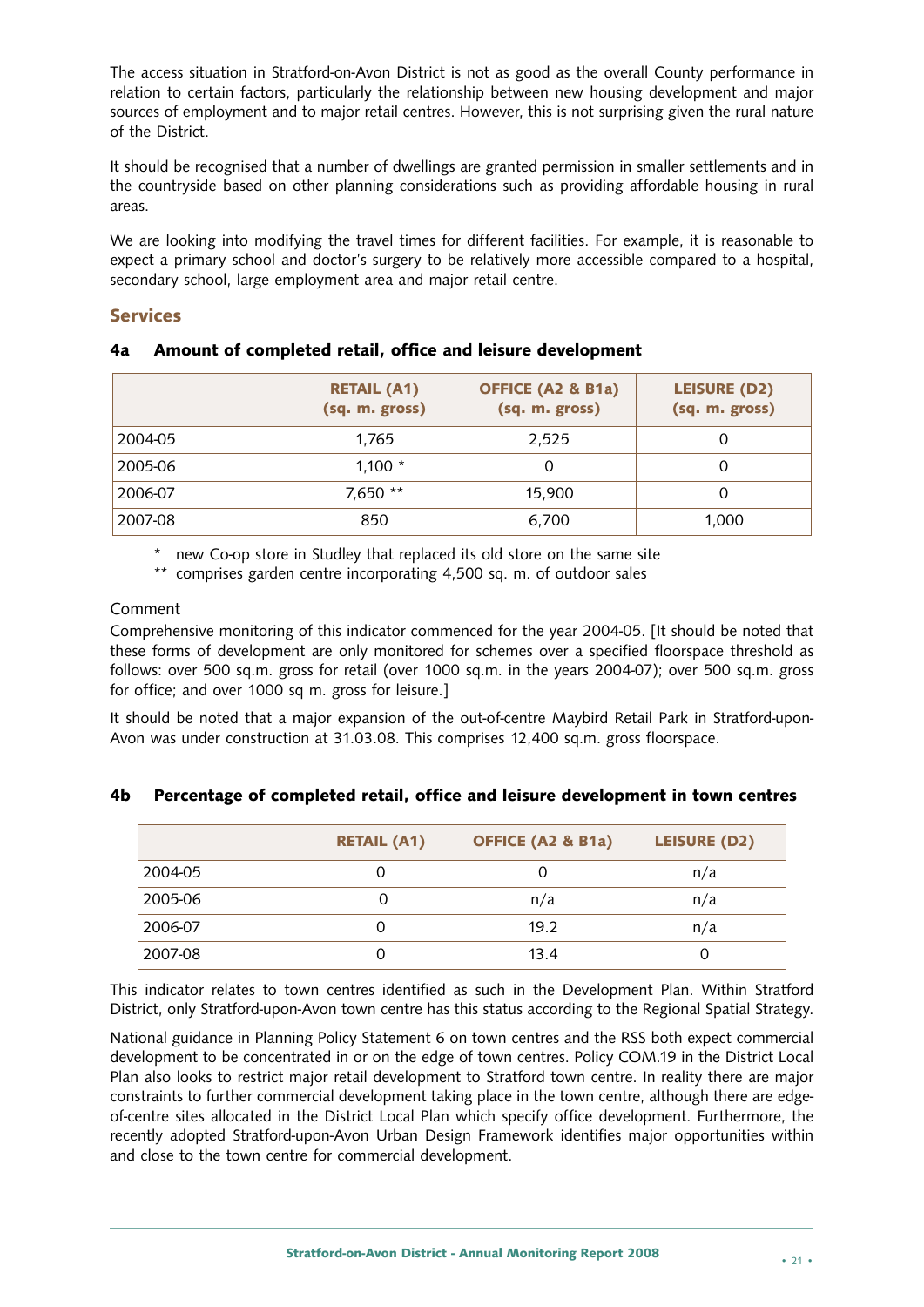The access situation in Stratford-on-Avon District is not as good as the overall County performance in relation to certain factors, particularly the relationship between new housing development and major sources of employment and to major retail centres. However, this is not surprising given the rural nature of the District.

It should be recognised that a number of dwellings are granted permission in smaller settlements and in the countryside based on other planning considerations such as providing affordable housing in rural areas.

We are looking into modifying the travel times for different facilities. For example, it is reasonable to expect a primary school and doctor's surgery to be relatively more accessible compared to a hospital, secondary school, large employment area and major retail centre.

## Services

### 4a Amount of completed retail, office and leisure development

| | RETAIL (A1) (sq. m. gross) | OFFICE (A2 & B1a) (sq. m. gross) | LEISURE (D2) (sq. m. gross) |
|---|---|---|---|
| 2004-05 | 1,765 | 2,525 | 0 |
| 2005-06 | 1,100 * | 0 | 0 |
| 2006-07 | 7,650 ** | 15,900 | 0 |
| 2007-08 | 850 | 6,700 | 1,000 |

\* new Co-op store in Studley that replaced its old store on the same site

** comprises garden centre incorporating 4,500 sq. m. of outdoor sales

Comment

Comprehensive monitoring of this indicator commenced for the year 2004-05. [It should be noted that these forms of development are only monitored for schemes over a specified floorspace threshold as follows: over 500 sq.m. gross for retail (over 1000 sq.m. in the years 2004-07); over 500 sq.m. gross for office; and over 1000 sq m. gross for leisure.]

It should be noted that a major expansion of the out-of-centre Maybird Retail Park in Stratford-upon-Avon was under construction at 31.03.08. This comprises 12,400 sq.m. gross floorspace.

### 4b Percentage of completed retail, office and leisure development in town centres

| | RETAIL (A1) | OFFICE (A2 & B1a) | LEISURE (D2) |
|---|---|---|---|
| 2004-05 | 0 | 0 | n/a |
| 2005-06 | 0 | n/a | n/a |
| 2006-07 | 0 | 19.2 | n/a |
| 2007-08 | 0 | 13.4 | 0 |

This indicator relates to town centres identified as such in the Development Plan. Within Stratford District, only Stratford-upon-Avon town centre has this status according to the Regional Spatial Strategy.

National guidance in Planning Policy Statement 6 on town centres and the RSS both expect commercial development to be concentrated in or on the edge of town centres. Policy COM.19 in the District Local Plan also looks to restrict major retail development to Stratford town centre. In reality there are major constraints to further commercial development taking place in the town centre, although there are edge-of-centre sites allocated in the District Local Plan which specify office development. Furthermore, the recently adopted Stratford-upon-Avon Urban Design Framework identifies major opportunities within and close to the town centre for commercial development.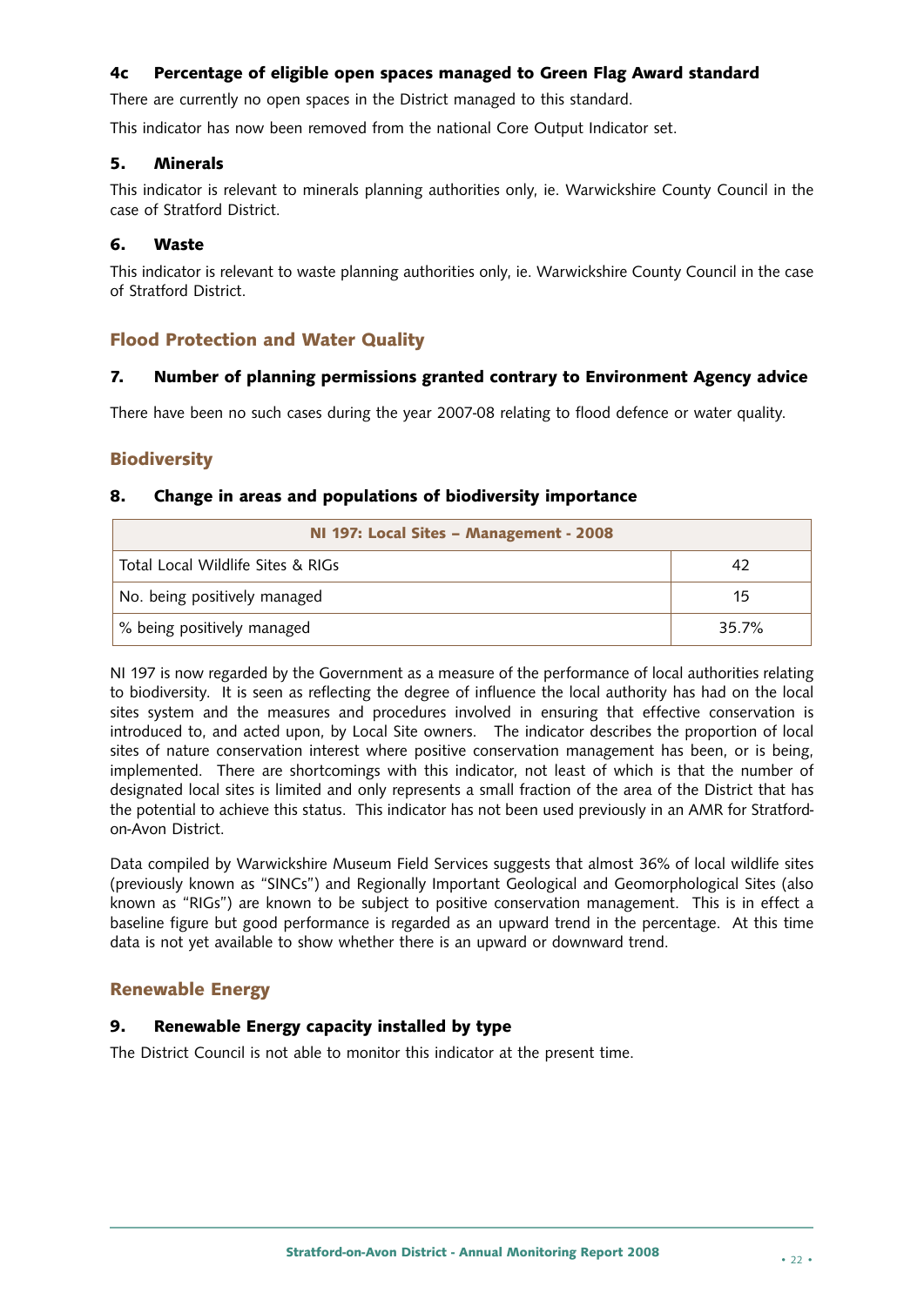### 4c Percentage of eligible open spaces managed to Green Flag Award standard

There are currently no open spaces in the District managed to this standard.

This indicator has now been removed from the national Core Output Indicator set.

### 5. Minerals

This indicator is relevant to minerals planning authorities only, ie. Warwickshire County Council in the case of Stratford District.

### 6. Waste

This indicator is relevant to waste planning authorities only, ie. Warwickshire County Council in the case of Stratford District.

## Flood Protection and Water Quality

### 7. Number of planning permissions granted contrary to Environment Agency advice

There have been no such cases during the year 2007-08 relating to flood defence or water quality.

## Biodiversity

### 8. Change in areas and populations of biodiversity importance

| NI 197: Local Sites – Management - 2008 | |
|---|---|
| Total Local Wildlife Sites & RIGs | 42 |
| No. being positively managed | 15 |
| % being positively managed | 35.7% |

NI 197 is now regarded by the Government as a measure of the performance of local authorities relating to biodiversity. It is seen as reflecting the degree of influence the local authority has had on the local sites system and the measures and procedures involved in ensuring that effective conservation is introduced to, and acted upon, by Local Site owners. The indicator describes the proportion of local sites of nature conservation interest where positive conservation management has been, or is being, implemented. There are shortcomings with this indicator, not least of which is that the number of designated local sites is limited and only represents a small fraction of the area of the District that has the potential to achieve this status. This indicator has not been used previously in an AMR for Stratford-on-Avon District.

Data compiled by Warwickshire Museum Field Services suggests that almost 36% of local wildlife sites (previously known as "SINCs") and Regionally Important Geological and Geomorphological Sites (also known as "RIGs") are known to be subject to positive conservation management. This is in effect a baseline figure but good performance is regarded as an upward trend in the percentage. At this time data is not yet available to show whether there is an upward or downward trend.

## Renewable Energy

### 9. Renewable Energy capacity installed by type

The District Council is not able to monitor this indicator at the present time.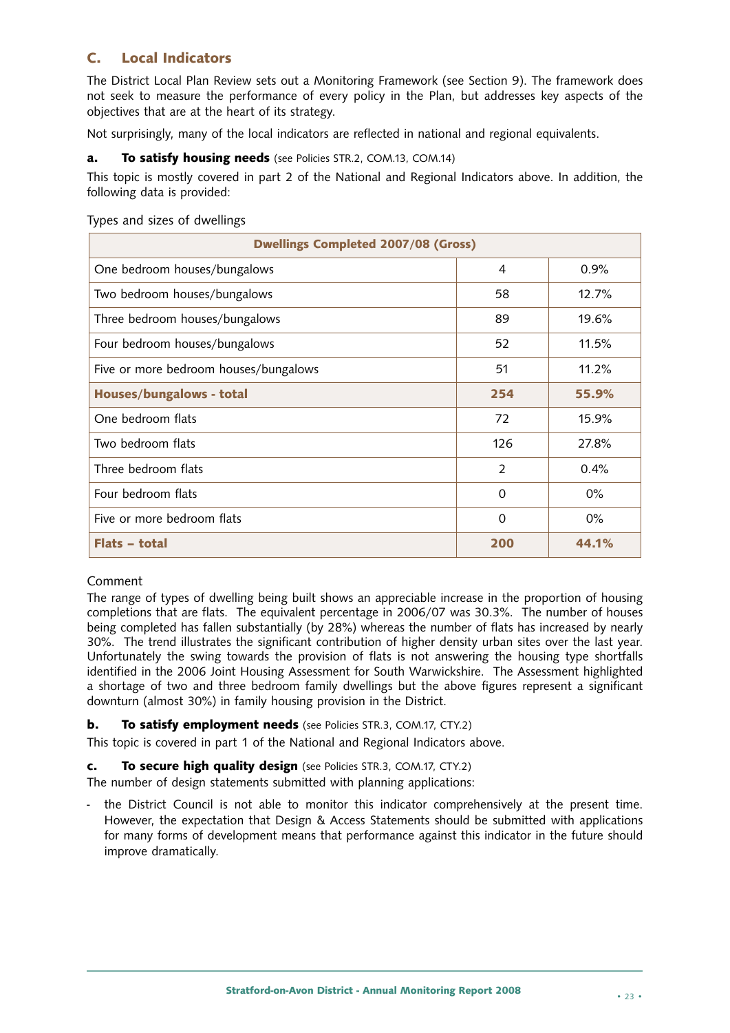## C. Local Indicators

The District Local Plan Review sets out a Monitoring Framework (see Section 9). The framework does not seek to measure the performance of every policy in the Plan, but addresses key aspects of the objectives that are at the heart of its strategy.

Not surprisingly, many of the local indicators are reflected in national and regional equivalents.

### a. To satisfy housing needs (see Policies STR.2, COM.13, COM.14)

This topic is mostly covered in part 2 of the National and Regional Indicators above. In addition, the following data is provided:

Types and sizes of dwellings

| Dwellings Completed 2007/08 (Gross) | | |
|---|---|---|
| One bedroom houses/bungalows | 4 | 0.9% |
| Two bedroom houses/bungalows | 58 | 12.7% |
| Three bedroom houses/bungalows | 89 | 19.6% |
| Four bedroom houses/bungalows | 52 | 11.5% |
| Five or more bedroom houses/bungalows | 51 | 11.2% |
| **Houses/bungalows - total** | **254** | **55.9%** |
| One bedroom flats | 72 | 15.9% |
| Two bedroom flats | 126 | 27.8% |
| Three bedroom flats | 2 | 0.4% |
| Four bedroom flats | 0 | 0% |
| Five or more bedroom flats | 0 | 0% |
| **Flats – total** | **200** | **44.1%** |

Comment

The range of types of dwelling being built shows an appreciable increase in the proportion of housing completions that are flats. The equivalent percentage in 2006/07 was 30.3%. The number of houses being completed has fallen substantially (by 28%) whereas the number of flats has increased by nearly 30%. The trend illustrates the significant contribution of higher density urban sites over the last year. Unfortunately the swing towards the provision of flats is not answering the housing type shortfalls identified in the 2006 Joint Housing Assessment for South Warwickshire. The Assessment highlighted a shortage of two and three bedroom family dwellings but the above figures represent a significant downturn (almost 30%) in family housing provision in the District.

### b. To satisfy employment needs (see Policies STR.3, COM.17, CTY.2)

This topic is covered in part 1 of the National and Regional Indicators above.

### c. To secure high quality design (see Policies STR.3, COM.17, CTY.2)

The number of design statements submitted with planning applications:

- the District Council is not able to monitor this indicator comprehensively at the present time. However, the expectation that Design & Access Statements should be submitted with applications for many forms of development means that performance against this indicator in the future should improve dramatically.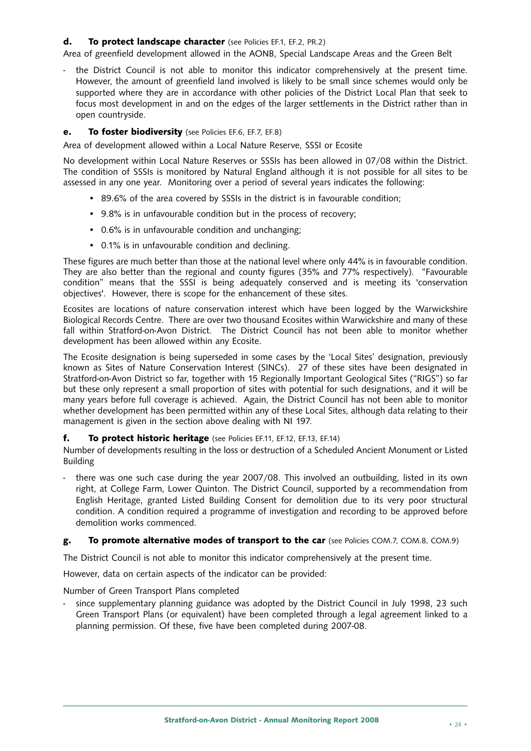**d. To protect landscape character** (see Policies EF.1, EF.2, PR.2)

Area of greenfield development allowed in the AONB, Special Landscape Areas and the Green Belt

- the District Council is not able to monitor this indicator comprehensively at the present time. However, the amount of greenfield land involved is likely to be small since schemes would only be supported where they are in accordance with other policies of the District Local Plan that seek to focus most development in and on the edges of the larger settlements in the District rather than in open countryside.

**e. To foster biodiversity** (see Policies EF.6, EF.7, EF.8)

Area of development allowed within a Local Nature Reserve, SSSI or Ecosite

No development within Local Nature Reserves or SSSIs has been allowed in 07/08 within the District. The condition of SSSIs is monitored by Natural England although it is not possible for all sites to be assessed in any one year. Monitoring over a period of several years indicates the following:

- 89.6% of the area covered by SSSIs in the district is in favourable condition;
- 9.8% is in unfavourable condition but in the process of recovery;
- 0.6% is in unfavourable condition and unchanging;
- 0.1% is in unfavourable condition and declining.

These figures are much better than those at the national level where only 44% is in favourable condition. They are also better than the regional and county figures (35% and 77% respectively). "Favourable condition" means that the SSSI is being adequately conserved and is meeting its 'conservation objectives'. However, there is scope for the enhancement of these sites.

Ecosites are locations of nature conservation interest which have been logged by the Warwickshire Biological Records Centre. There are over two thousand Ecosites within Warwickshire and many of these fall within Stratford-on-Avon District. The District Council has not been able to monitor whether development has been allowed within any Ecosite.

The Ecosite designation is being superseded in some cases by the 'Local Sites' designation, previously known as Sites of Nature Conservation Interest (SINCs). 27 of these sites have been designated in Stratford-on-Avon District so far, together with 15 Regionally Important Geological Sites ("RIGS") so far but these only represent a small proportion of sites with potential for such designations, and it will be many years before full coverage is achieved. Again, the District Council has not been able to monitor whether development has been permitted within any of these Local Sites, although data relating to their management is given in the section above dealing with NI 197.

**f. To protect historic heritage** (see Policies EF.11, EF.12, EF.13, EF.14)

Number of developments resulting in the loss or destruction of a Scheduled Ancient Monument or Listed Building

- there was one such case during the year 2007/08. This involved an outbuilding, listed in its own right, at College Farm, Lower Quinton. The District Council, supported by a recommendation from English Heritage, granted Listed Building Consent for demolition due to its very poor structural condition. A condition required a programme of investigation and recording to be approved before demolition works commenced.

**g. To promote alternative modes of transport to the car** (see Policies COM.7, COM.8, COM.9)

The District Council is not able to monitor this indicator comprehensively at the present time.

However, data on certain aspects of the indicator can be provided:

Number of Green Transport Plans completed

- since supplementary planning guidance was adopted by the District Council in July 1998, 23 such Green Transport Plans (or equivalent) have been completed through a legal agreement linked to a planning permission. Of these, five have been completed during 2007-08.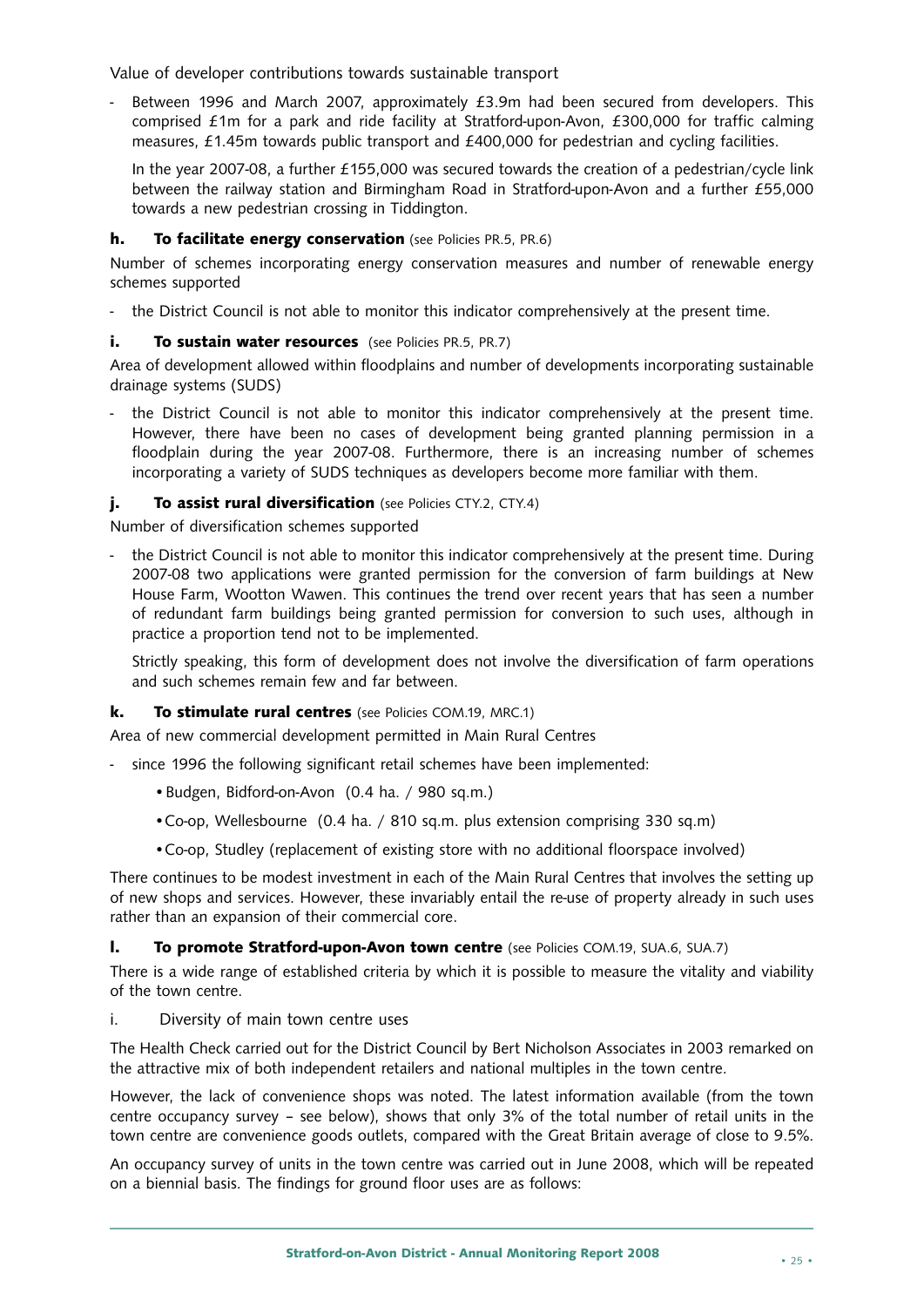Value of developer contributions towards sustainable transport

- Between 1996 and March 2007, approximately £3.9m had been secured from developers. This comprised £1m for a park and ride facility at Stratford-upon-Avon, £300,000 for traffic calming measures, £1.45m towards public transport and £400,000 for pedestrian and cycling facilities.

  In the year 2007-08, a further £155,000 was secured towards the creation of a pedestrian/cycle link between the railway station and Birmingham Road in Stratford-upon-Avon and a further £55,000 towards a new pedestrian crossing in Tiddington.

#### h. To facilitate energy conservation (see Policies PR.5, PR.6)

Number of schemes incorporating energy conservation measures and number of renewable energy schemes supported

- the District Council is not able to monitor this indicator comprehensively at the present time.

#### i. To sustain water resources (see Policies PR.5, PR.7)

Area of development allowed within floodplains and number of developments incorporating sustainable drainage systems (SUDS)

- the District Council is not able to monitor this indicator comprehensively at the present time. However, there have been no cases of development being granted planning permission in a floodplain during the year 2007-08. Furthermore, there is an increasing number of schemes incorporating a variety of SUDS techniques as developers become more familiar with them.

#### j. To assist rural diversification (see Policies CTY.2, CTY.4)

Number of diversification schemes supported

- the District Council is not able to monitor this indicator comprehensively at the present time. During 2007-08 two applications were granted permission for the conversion of farm buildings at New House Farm, Wootton Wawen. This continues the trend over recent years that has seen a number of redundant farm buildings being granted permission for conversion to such uses, although in practice a proportion tend not to be implemented.

  Strictly speaking, this form of development does not involve the diversification of farm operations and such schemes remain few and far between.

#### k. To stimulate rural centres (see Policies COM.19, MRC.1)

Area of new commercial development permitted in Main Rural Centres

- since 1996 the following significant retail schemes have been implemented:
  - Budgen, Bidford-on-Avon (0.4 ha. / 980 sq.m.)
  - Co-op, Wellesbourne (0.4 ha. / 810 sq.m. plus extension comprising 330 sq.m)
  - Co-op, Studley (replacement of existing store with no additional floorspace involved)

There continues to be modest investment in each of the Main Rural Centres that involves the setting up of new shops and services. However, these invariably entail the re-use of property already in such uses rather than an expansion of their commercial core.

#### l. To promote Stratford-upon-Avon town centre (see Policies COM.19, SUA.6, SUA.7)

There is a wide range of established criteria by which it is possible to measure the vitality and viability of the town centre.

i. Diversity of main town centre uses

The Health Check carried out for the District Council by Bert Nicholson Associates in 2003 remarked on the attractive mix of both independent retailers and national multiples in the town centre.

However, the lack of convenience shops was noted. The latest information available (from the town centre occupancy survey – see below), shows that only 3% of the total number of retail units in the town centre are convenience goods outlets, compared with the Great Britain average of close to 9.5%.

An occupancy survey of units in the town centre was carried out in June 2008, which will be repeated on a biennial basis. The findings for ground floor uses are as follows: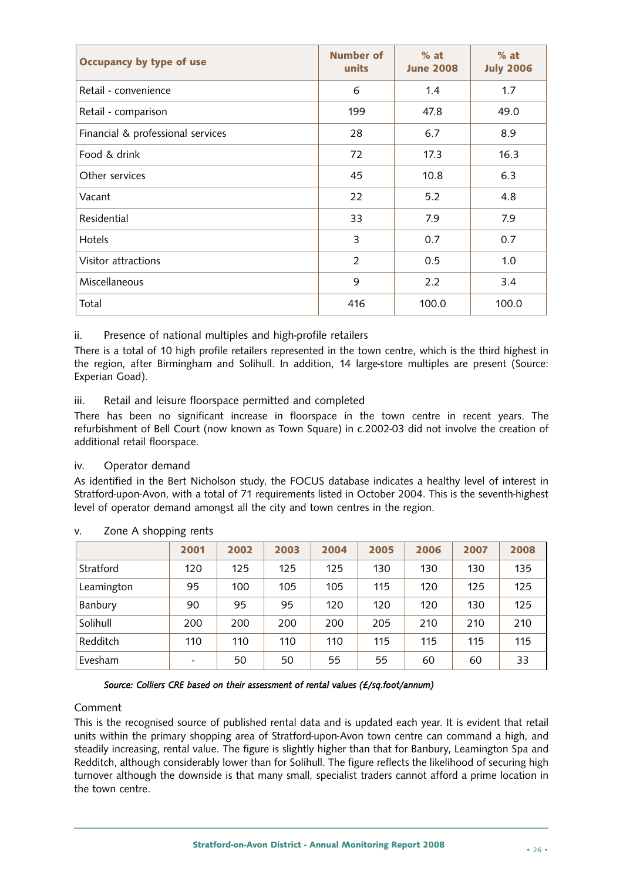| Occupancy by type of use | Number of units | % at June 2008 | % at July 2006 |
|---|---|---|---|
| Retail - convenience | 6 | 1.4 | 1.7 |
| Retail - comparison | 199 | 47.8 | 49.0 |
| Financial & professional services | 28 | 6.7 | 8.9 |
| Food & drink | 72 | 17.3 | 16.3 |
| Other services | 45 | 10.8 | 6.3 |
| Vacant | 22 | 5.2 | 4.8 |
| Residential | 33 | 7.9 | 7.9 |
| Hotels | 3 | 0.7 | 0.7 |
| Visitor attractions | 2 | 0.5 | 1.0 |
| Miscellaneous | 9 | 2.2 | 3.4 |
| Total | 416 | 100.0 | 100.0 |

ii. Presence of national multiples and high-profile retailers

There is a total of 10 high profile retailers represented in the town centre, which is the third highest in the region, after Birmingham and Solihull. In addition, 14 large-store multiples are present (Source: Experian Goad).

iii. Retail and leisure floorspace permitted and completed

There has been no significant increase in floorspace in the town centre in recent years. The refurbishment of Bell Court (now known as Town Square) in c.2002-03 did not involve the creation of additional retail floorspace.

iv. Operator demand

As identified in the Bert Nicholson study, the FOCUS database indicates a healthy level of interest in Stratford-upon-Avon, with a total of 71 requirements listed in October 2004. This is the seventh-highest level of operator demand amongst all the city and town centres in the region.

v. Zone A shopping rents

| | 2001 | 2002 | 2003 | 2004 | 2005 | 2006 | 2007 | 2008 |
|---|---|---|---|---|---|---|---|---|
| Stratford | 120 | 125 | 125 | 125 | 130 | 130 | 130 | 135 |
| Leamington | 95 | 100 | 105 | 105 | 115 | 120 | 125 | 125 |
| Banbury | 90 | 95 | 95 | 120 | 120 | 120 | 130 | 125 |
| Solihull | 200 | 200 | 200 | 200 | 205 | 210 | 210 | 210 |
| Redditch | 110 | 110 | 110 | 110 | 115 | 115 | 115 | 115 |
| Evesham | - | 50 | 50 | 55 | 55 | 60 | 60 | 33 |

*Source: Colliers CRE based on their assessment of rental values (£/sq.foot/annum)*

Comment

This is the recognised source of published rental data and is updated each year. It is evident that retail units within the primary shopping area of Stratford-upon-Avon town centre can command a high, and steadily increasing, rental value. The figure is slightly higher than that for Banbury, Leamington Spa and Redditch, although considerably lower than for Solihull. The figure reflects the likelihood of securing high turnover although the downside is that many small, specialist traders cannot afford a prime location in the town centre.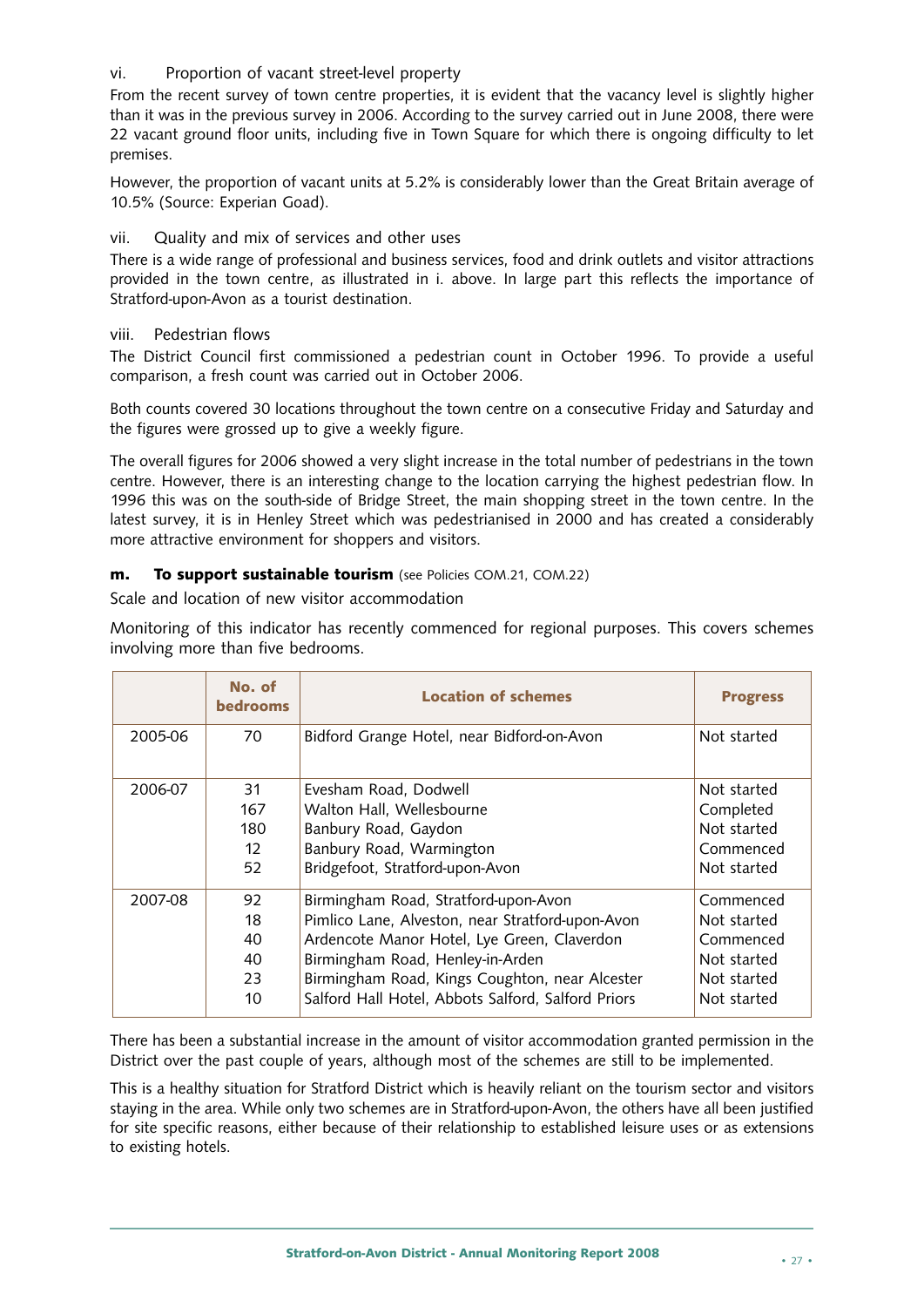vi. Proportion of vacant street-level property

From the recent survey of town centre properties, it is evident that the vacancy level is slightly higher than it was in the previous survey in 2006. According to the survey carried out in June 2008, there were 22 vacant ground floor units, including five in Town Square for which there is ongoing difficulty to let premises.

However, the proportion of vacant units at 5.2% is considerably lower than the Great Britain average of 10.5% (Source: Experian Goad).

vii. Quality and mix of services and other uses

There is a wide range of professional and business services, food and drink outlets and visitor attractions provided in the town centre, as illustrated in i. above. In large part this reflects the importance of Stratford-upon-Avon as a tourist destination.

viii. Pedestrian flows

The District Council first commissioned a pedestrian count in October 1996. To provide a useful comparison, a fresh count was carried out in October 2006.

Both counts covered 30 locations throughout the town centre on a consecutive Friday and Saturday and the figures were grossed up to give a weekly figure.

The overall figures for 2006 showed a very slight increase in the total number of pedestrians in the town centre. However, there is an interesting change to the location carrying the highest pedestrian flow. In 1996 this was on the south-side of Bridge Street, the main shopping street in the town centre. In the latest survey, it is in Henley Street which was pedestrianised in 2000 and has created a considerably more attractive environment for shoppers and visitors.

### m. To support sustainable tourism (see Policies COM.21, COM.22)

Scale and location of new visitor accommodation

Monitoring of this indicator has recently commenced for regional purposes. This covers schemes involving more than five bedrooms.

| | No. of bedrooms | Location of schemes | Progress |
|---|---|---|---|
| 2005-06 | 70 | Bidford Grange Hotel, near Bidford-on-Avon | Not started |
| 2006-07 | 31 | Evesham Road, Dodwell | Not started |
| | 167 | Walton Hall, Wellesbourne | Completed |
| | 180 | Banbury Road, Gaydon | Not started |
| | 12 | Banbury Road, Warmington | Commenced |
| | 52 | Bridgefoot, Stratford-upon-Avon | Not started |
| 2007-08 | 92 | Birmingham Road, Stratford-upon-Avon | Commenced |
| | 18 | Pimlico Lane, Alveston, near Stratford-upon-Avon | Not started |
| | 40 | Ardencote Manor Hotel, Lye Green, Claverdon | Commenced |
| | 40 | Birmingham Road, Henley-in-Arden | Not started |
| | 23 | Birmingham Road, Kings Coughton, near Alcester | Not started |
| | 10 | Salford Hall Hotel, Abbots Salford, Salford Priors | Not started |

There has been a substantial increase in the amount of visitor accommodation granted permission in the District over the past couple of years, although most of the schemes are still to be implemented.

This is a healthy situation for Stratford District which is heavily reliant on the tourism sector and visitors staying in the area. While only two schemes are in Stratford-upon-Avon, the others have all been justified for site specific reasons, either because of their relationship to established leisure uses or as extensions to existing hotels.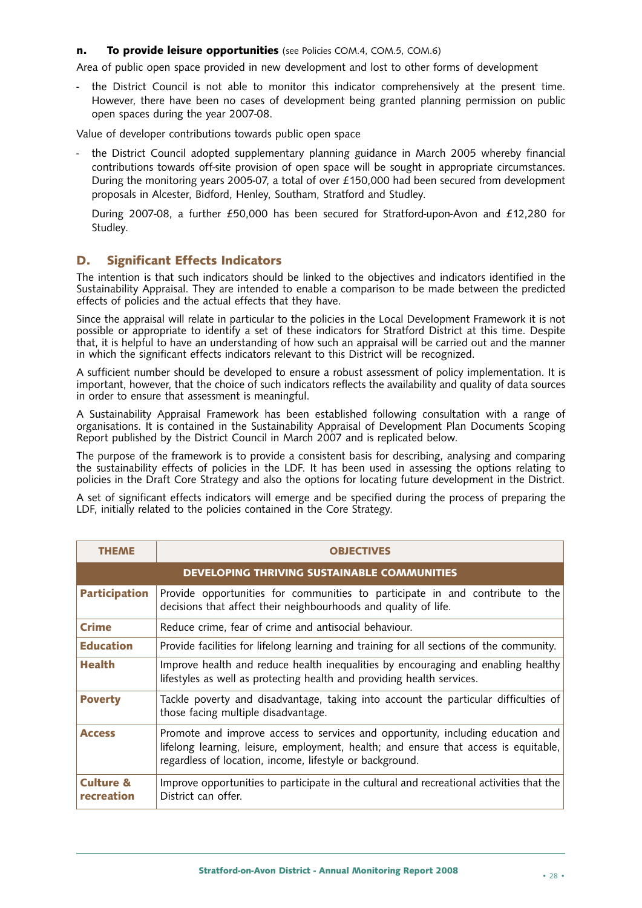**n. To provide leisure opportunities** (see Policies COM.4, COM.5, COM.6)

Area of public open space provided in new development and lost to other forms of development

- the District Council is not able to monitor this indicator comprehensively at the present time. However, there have been no cases of development being granted planning permission on public open spaces during the year 2007-08.

Value of developer contributions towards public open space

- the District Council adopted supplementary planning guidance in March 2005 whereby financial contributions towards off-site provision of open space will be sought in appropriate circumstances. During the monitoring years 2005-07, a total of over £150,000 had been secured from development proposals in Alcester, Bidford, Henley, Southam, Stratford and Studley.

  During 2007-08, a further £50,000 has been secured for Stratford-upon-Avon and £12,280 for Studley.

## D. Significant Effects Indicators

The intention is that such indicators should be linked to the objectives and indicators identified in the Sustainability Appraisal. They are intended to enable a comparison to be made between the predicted effects of policies and the actual effects that they have.

Since the appraisal will relate in particular to the policies in the Local Development Framework it is not possible or appropriate to identify a set of these indicators for Stratford District at this time. Despite that, it is helpful to have an understanding of how such an appraisal will be carried out and the manner in which the significant effects indicators relevant to this District will be recognized.

A sufficient number should be developed to ensure a robust assessment of policy implementation. It is important, however, that the choice of such indicators reflects the availability and quality of data sources in order to ensure that assessment is meaningful.

A Sustainability Appraisal Framework has been established following consultation with a range of organisations. It is contained in the Sustainability Appraisal of Development Plan Documents Scoping Report published by the District Council in March 2007 and is replicated below.

The purpose of the framework is to provide a consistent basis for describing, analysing and comparing the sustainability effects of policies in the LDF. It has been used in assessing the options relating to policies in the Draft Core Strategy and also the options for locating future development in the District.

A set of significant effects indicators will emerge and be specified during the process of preparing the LDF, initially related to the policies contained in the Core Strategy.

| THEME | OBJECTIVES |
|---|---|
| **DEVELOPING THRIVING SUSTAINABLE COMMUNITIES** | |
| **Participation** | Provide opportunities for communities to participate in and contribute to the decisions that affect their neighbourhoods and quality of life. |
| **Crime** | Reduce crime, fear of crime and antisocial behaviour. |
| **Education** | Provide facilities for lifelong learning and training for all sections of the community. |
| **Health** | Improve health and reduce health inequalities by encouraging and enabling healthy lifestyles as well as protecting health and providing health services. |
| **Poverty** | Tackle poverty and disadvantage, taking into account the particular difficulties of those facing multiple disadvantage. |
| **Access** | Promote and improve access to services and opportunity, including education and lifelong learning, leisure, employment, health; and ensure that access is equitable, regardless of location, income, lifestyle or background. |
| **Culture & recreation** | Improve opportunities to participate in the cultural and recreational activities that the District can offer. |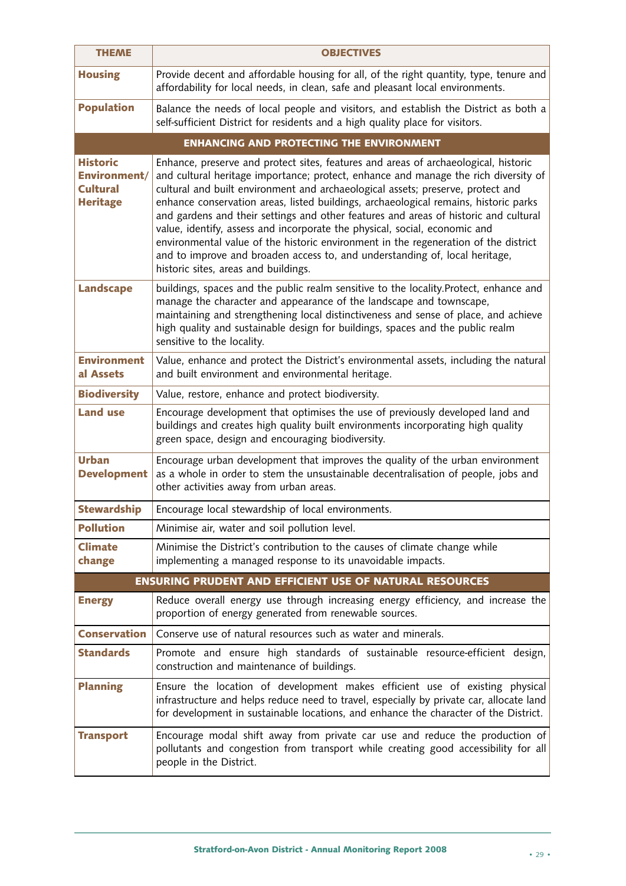| THEME | OBJECTIVES |
|---|---|
| **Housing** | Provide decent and affordable housing for all, of the right quantity, type, tenure and affordability for local needs, in clean, safe and pleasant local environments. |
| **Population** | Balance the needs of local people and visitors, and establish the District as both a self-sufficient District for residents and a high quality place for visitors. |
| **ENHANCING AND PROTECTING THE ENVIRONMENT** | |
| **Historic Environment/ Cultural Heritage** | Enhance, preserve and protect sites, features and areas of archaeological, historic and cultural heritage importance; protect, enhance and manage the rich diversity of cultural and built environment and archaeological assets; preserve, protect and enhance conservation areas, listed buildings, archaeological remains, historic parks and gardens and their settings and other features and areas of historic and cultural value, identify, assess and incorporate the physical, social, economic and environmental value of the historic environment in the regeneration of the district and to improve and broaden access to, and understanding of, local heritage, historic sites, areas and buildings. |
| **Landscape** | buildings, spaces and the public realm sensitive to the locality.Protect, enhance and manage the character and appearance of the landscape and townscape, maintaining and strengthening local distinctiveness and sense of place, and achieve high quality and sustainable design for buildings, spaces and the public realm sensitive to the locality. |
| **Environment al Assets** | Value, enhance and protect the District's environmental assets, including the natural and built environment and environmental heritage. |
| **Biodiversity** | Value, restore, enhance and protect biodiversity. |
| **Land use** | Encourage development that optimises the use of previously developed land and buildings and creates high quality built environments incorporating high quality green space, design and encouraging biodiversity. |
| **Urban Development** | Encourage urban development that improves the quality of the urban environment as a whole in order to stem the unsustainable decentralisation of people, jobs and other activities away from urban areas. |
| **Stewardship** | Encourage local stewardship of local environments. |
| **Pollution** | Minimise air, water and soil pollution level. |
| **Climate change** | Minimise the District's contribution to the causes of climate change while implementing a managed response to its unavoidable impacts. |
| **ENSURING PRUDENT AND EFFICIENT USE OF NATURAL RESOURCES** | |
| **Energy** | Reduce overall energy use through increasing energy efficiency, and increase the proportion of energy generated from renewable sources. |
| **Conservation** | Conserve use of natural resources such as water and minerals. |
| **Standards** | Promote and ensure high standards of sustainable resource-efficient design, construction and maintenance of buildings. |
| **Planning** | Ensure the location of development makes efficient use of existing physical infrastructure and helps reduce need to travel, especially by private car, allocate land for development in sustainable locations, and enhance the character of the District. |
| **Transport** | Encourage modal shift away from private car use and reduce the production of pollutants and congestion from transport while creating good accessibility for all people in the District. |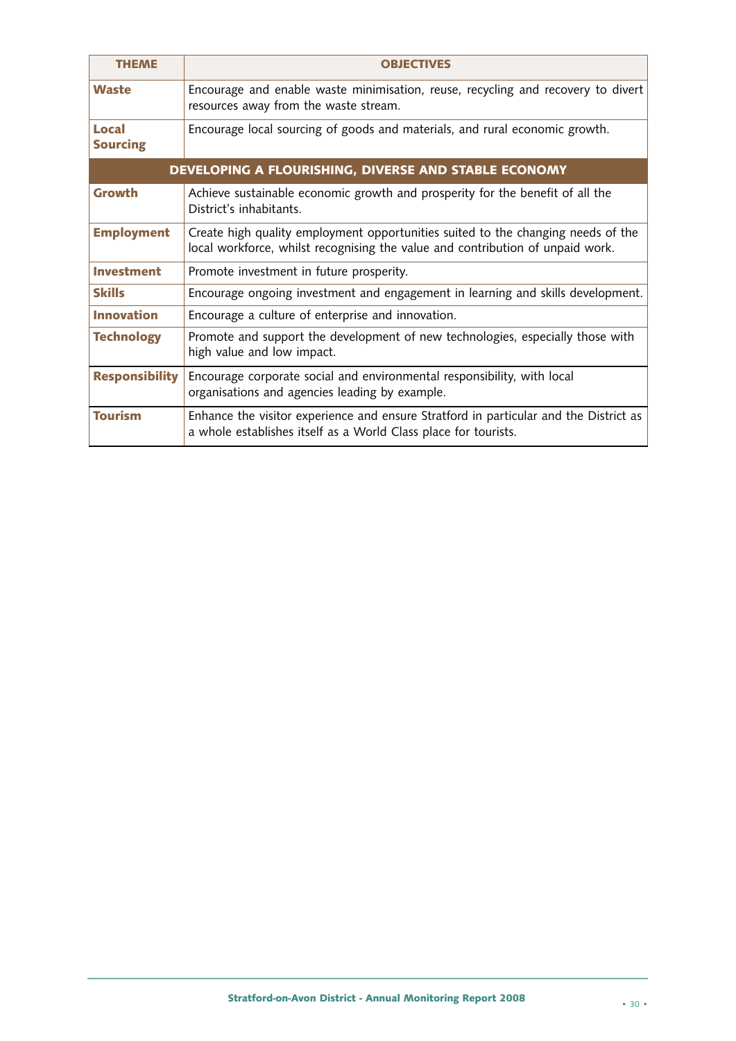| THEME | OBJECTIVES |
|---|---|
| **Waste** | Encourage and enable waste minimisation, reuse, recycling and recovery to divert resources away from the waste stream. |
| **Local Sourcing** | Encourage local sourcing of goods and materials, and rural economic growth. |
| **DEVELOPING A FLOURISHING, DIVERSE AND STABLE ECONOMY** | |
| **Growth** | Achieve sustainable economic growth and prosperity for the benefit of all the District's inhabitants. |
| **Employment** | Create high quality employment opportunities suited to the changing needs of the local workforce, whilst recognising the value and contribution of unpaid work. |
| **Investment** | Promote investment in future prosperity. |
| **Skills** | Encourage ongoing investment and engagement in learning and skills development. |
| **Innovation** | Encourage a culture of enterprise and innovation. |
| **Technology** | Promote and support the development of new technologies, especially those with high value and low impact. |
| **Responsibility** | Encourage corporate social and environmental responsibility, with local organisations and agencies leading by example. |
| **Tourism** | Enhance the visitor experience and ensure Stratford in particular and the District as a whole establishes itself as a World Class place for tourists. |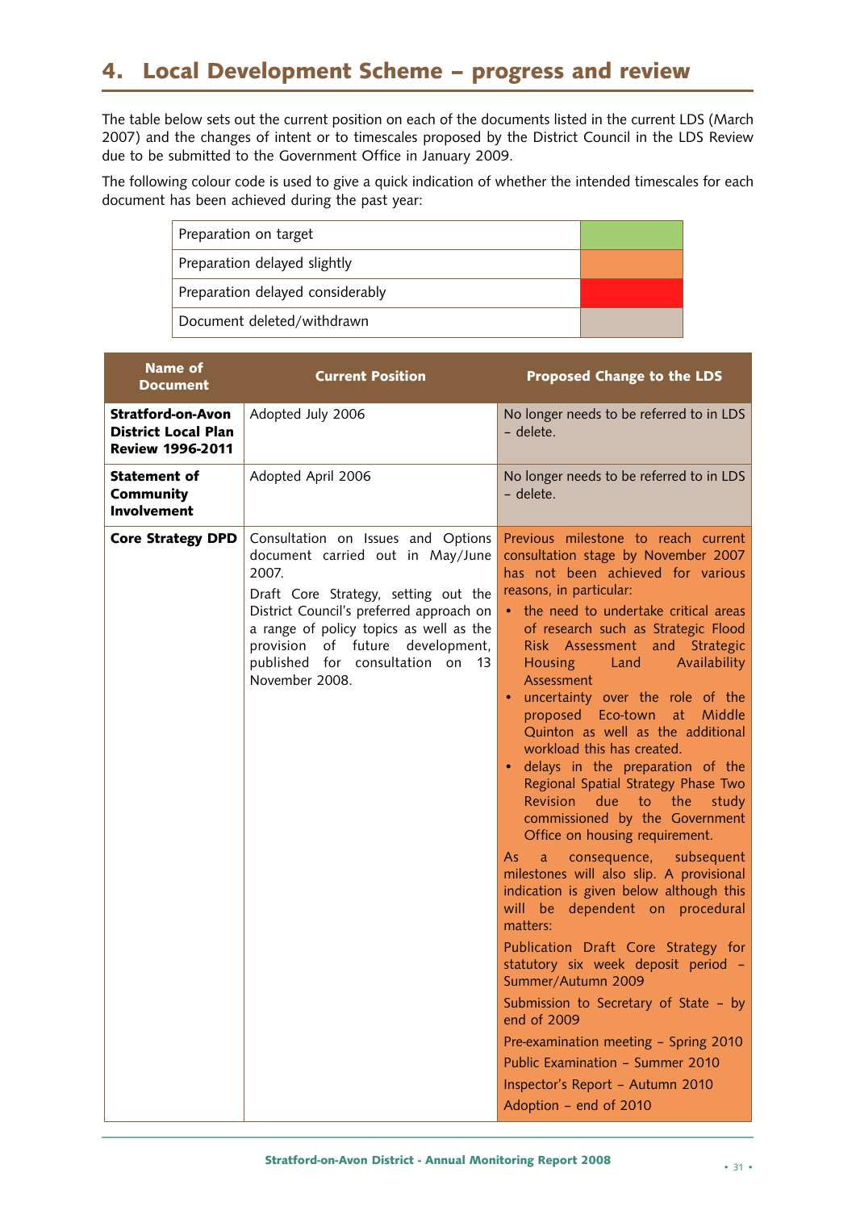# 4. Local Development Scheme – progress and review

The table below sets out the current position on each of the documents listed in the current LDS (March 2007) and the changes of intent or to timescales proposed by the District Council in the LDS Review due to be submitted to the Government Office in January 2009.

The following colour code is used to give a quick indication of whether the intended timescales for each document has been achieved during the past year:

| | |
|---|---|
| Preparation on target | |
| Preparation delayed slightly | |
| Preparation delayed considerably | |
| Document deleted/withdrawn | |

| Name of Document | Current Position | Proposed Change to the LDS |
|---|---|---|
| **Stratford-on-Avon District Local Plan Review 1996-2011** | Adopted July 2006 | No longer needs to be referred to in LDS – delete. |
| **Statement of Community Involvement** | Adopted April 2006 | No longer needs to be referred to in LDS – delete. |
| **Core Strategy DPD** | Consultation on Issues and Options document carried out in May/June 2007.<br><br>Draft Core Strategy, setting out the District Council's preferred approach on a range of policy topics as well as the provision of future development, published for consultation on 13 November 2008. | Previous milestone to reach current consultation stage by November 2007 has not been achieved for various reasons, in particular:<br>• the need to undertake critical areas of research such as Strategic Flood Risk Assessment and Strategic Housing Land Availability Assessment<br>• uncertainty over the role of the proposed Eco-town at Middle Quinton as well as the additional workload this has created.<br>• delays in the preparation of the Regional Spatial Strategy Phase Two Revision due to the study commissioned by the Government Office on housing requirement.<br><br>As a consequence, subsequent milestones will also slip. A provisional indication is given below although this will be dependent on procedural matters:<br><br>Publication Draft Core Strategy for statutory six week deposit period – Summer/Autumn 2009<br><br>Submission to Secretary of State – by end of 2009<br><br>Pre-examination meeting – Spring 2010<br><br>Public Examination – Summer 2010<br><br>Inspector's Report – Autumn 2010<br><br>Adoption – end of 2010 |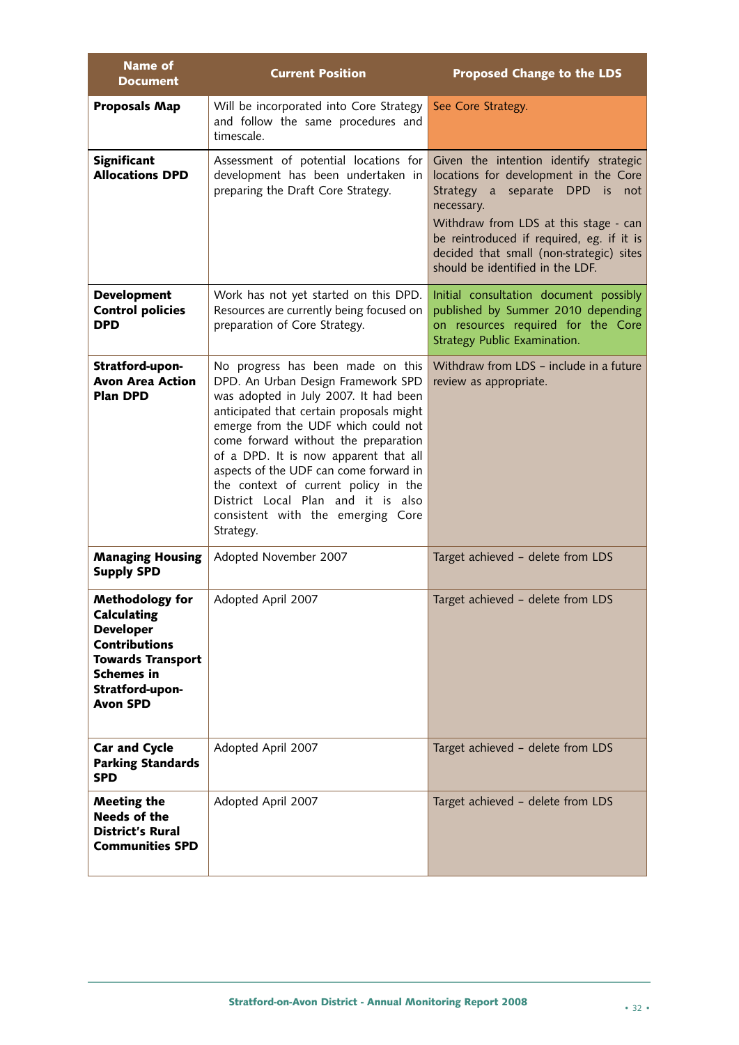| Name of Document | Current Position | Proposed Change to the LDS |
|---|---|---|
| **Proposals Map** | Will be incorporated into Core Strategy and follow the same procedures and timescale. | See Core Strategy. |
| **Significant Allocations DPD** | Assessment of potential locations for development has been undertaken in preparing the Draft Core Strategy. | Given the intention identify strategic locations for development in the Core Strategy a separate DPD is not necessary.<br><br>Withdraw from LDS at this stage - can be reintroduced if required, eg. if it is decided that small (non-strategic) sites should be identified in the LDF. |
| **Development Control policies DPD** | Work has not yet started on this DPD. Resources are currently being focused on preparation of Core Strategy. | Initial consultation document possibly published by Summer 2010 depending on resources required for the Core Strategy Public Examination. |
| **Stratford-upon-Avon Area Action Plan DPD** | No progress has been made on this DPD. An Urban Design Framework SPD was adopted in July 2007. It had been anticipated that certain proposals might emerge from the UDF which could not come forward without the preparation of a DPD. It is now apparent that all aspects of the UDF can come forward in the context of current policy in the District Local Plan and it is also consistent with the emerging Core Strategy. | Withdraw from LDS – include in a future review as appropriate. |
| **Managing Housing Supply SPD** | Adopted November 2007 | Target achieved – delete from LDS |
| **Methodology for Calculating Developer Contributions Towards Transport Schemes in Stratford-upon-Avon SPD** | Adopted April 2007 | Target achieved – delete from LDS |
| **Car and Cycle Parking Standards SPD** | Adopted April 2007 | Target achieved – delete from LDS |
| **Meeting the Needs of the District's Rural Communities SPD** | Adopted April 2007 | Target achieved – delete from LDS |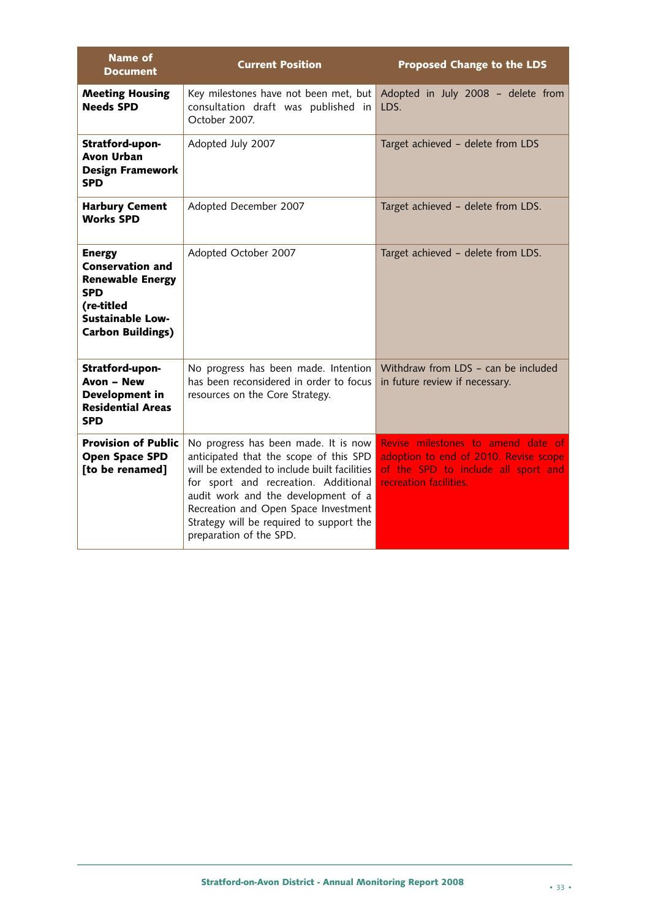| Name of Document | Current Position | Proposed Change to the LDS |
|---|---|---|
| **Meeting Housing Needs SPD** | Key milestones have not been met, but consultation draft was published in October 2007. | Adopted in July 2008 – delete from LDS. |
| **Stratford-upon-Avon Urban Design Framework SPD** | Adopted July 2007 | Target achieved – delete from LDS |
| **Harbury Cement Works SPD** | Adopted December 2007 | Target achieved – delete from LDS. |
| **Energy Conservation and Renewable Energy SPD (re-titled Sustainable Low-Carbon Buildings)** | Adopted October 2007 | Target achieved – delete from LDS. |
| **Stratford-upon-Avon – New Development in Residential Areas SPD** | No progress has been made. Intention has been reconsidered in order to focus resources on the Core Strategy. | Withdraw from LDS – can be included in future review if necessary. |
| **Provision of Public Open Space SPD [to be renamed]** | No progress has been made. It is now anticipated that the scope of this SPD will be extended to include built facilities for sport and recreation. Additional audit work and the development of a Recreation and Open Space Investment Strategy will be required to support the preparation of the SPD. | Revise milestones to amend date of adoption to end of 2010. Revise scope of the SPD to include all sport and recreation facilities. |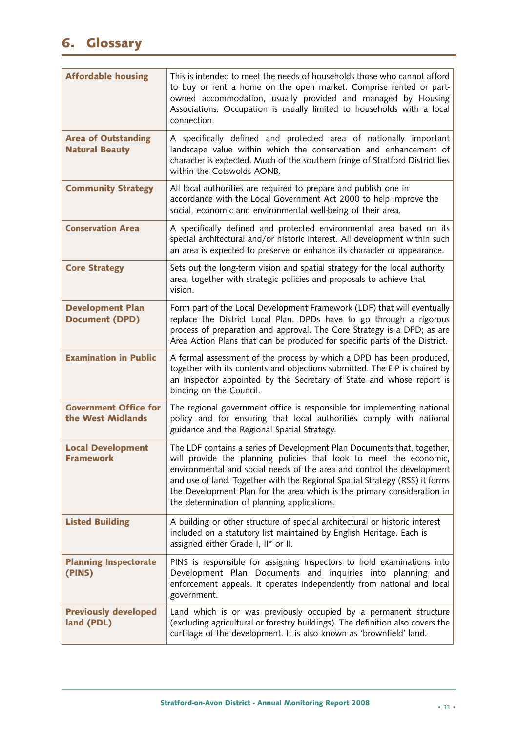# 6. Glossary

| | |
|---|---|
| **Affordable housing** | This is intended to meet the needs of households those who cannot afford to buy or rent a home on the open market. Comprise rented or part-owned accommodation, usually provided and managed by Housing Associations. Occupation is usually limited to households with a local connection. |
| **Area of Outstanding Natural Beauty** | A specifically defined and protected area of nationally important landscape value within which the conservation and enhancement of character is expected. Much of the southern fringe of Stratford District lies within the Cotswolds AONB. |
| **Community Strategy** | All local authorities are required to prepare and publish one in accordance with the Local Government Act 2000 to help improve the social, economic and environmental well-being of their area. |
| **Conservation Area** | A specifically defined and protected environmental area based on its special architectural and/or historic interest. All development within such an area is expected to preserve or enhance its character or appearance. |
| **Core Strategy** | Sets out the long-term vision and spatial strategy for the local authority area, together with strategic policies and proposals to achieve that vision. |
| **Development Plan Document (DPD)** | Form part of the Local Development Framework (LDF) that will eventually replace the District Local Plan. DPDs have to go through a rigorous process of preparation and approval. The Core Strategy is a DPD; as are Area Action Plans that can be produced for specific parts of the District. |
| **Examination in Public** | A formal assessment of the process by which a DPD has been produced, together with its contents and objections submitted. The EiP is chaired by an Inspector appointed by the Secretary of State and whose report is binding on the Council. |
| **Government Office for the West Midlands** | The regional government office is responsible for implementing national policy and for ensuring that local authorities comply with national guidance and the Regional Spatial Strategy. |
| **Local Development Framework** | The LDF contains a series of Development Plan Documents that, together, will provide the planning policies that look to meet the economic, environmental and social needs of the area and control the development and use of land. Together with the Regional Spatial Strategy (RSS) it forms the Development Plan for the area which is the primary consideration in the determination of planning applications. |
| **Listed Building** | A building or other structure of special architectural or historic interest included on a statutory list maintained by English Heritage. Each is assigned either Grade I, II* or II. |
| **Planning Inspectorate (PINS)** | PINS is responsible for assigning Inspectors to hold examinations into Development Plan Documents and inquiries into planning and enforcement appeals. It operates independently from national and local government. |
| **Previously developed land (PDL)** | Land which is or was previously occupied by a permanent structure (excluding agricultural or forestry buildings). The definition also covers the curtilage of the development. It is also known as 'brownfield' land. |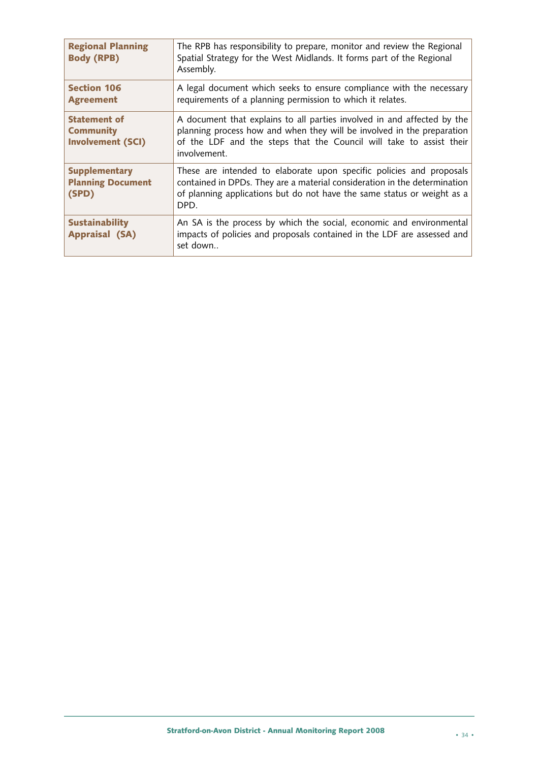| | |
|---|---|
| **Regional Planning Body (RPB)** | The RPB has responsibility to prepare, monitor and review the Regional Spatial Strategy for the West Midlands. It forms part of the Regional Assembly. |
| **Section 106 Agreement** | A legal document which seeks to ensure compliance with the necessary requirements of a planning permission to which it relates. |
| **Statement of Community Involvement (SCI)** | A document that explains to all parties involved in and affected by the planning process how and when they will be involved in the preparation of the LDF and the steps that the Council will take to assist their involvement. |
| **Supplementary Planning Document (SPD)** | These are intended to elaborate upon specific policies and proposals contained in DPDs. They are a material consideration in the determination of planning applications but do not have the same status or weight as a DPD. |
| **Sustainability Appraisal (SA)** | An SA is the process by which the social, economic and environmental impacts of policies and proposals contained in the LDF are assessed and set down.. |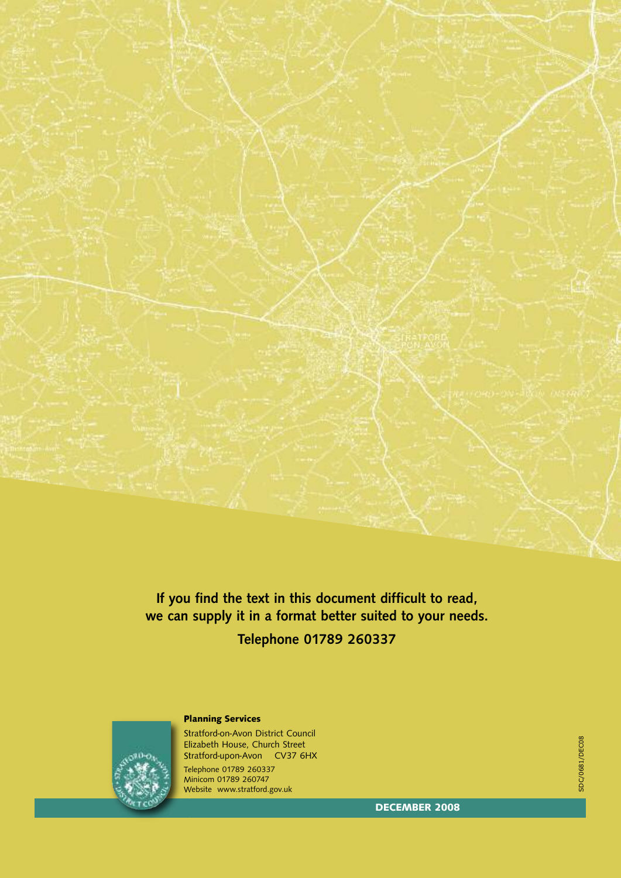**If you find the text in this document difficult to read, we can supply it in a format better suited to your needs.**

**Telephone 01789 260337**

**Planning Services**

Stratford-on-Avon District Council
Elizabeth House, Church Street
Stratford-upon-Avon CV37 6HX

Telephone 01789 260337
Minicom 01789 260747
Website www.stratford.gov.uk

**DECEMBER 2008**

SDC/0681/DEC08